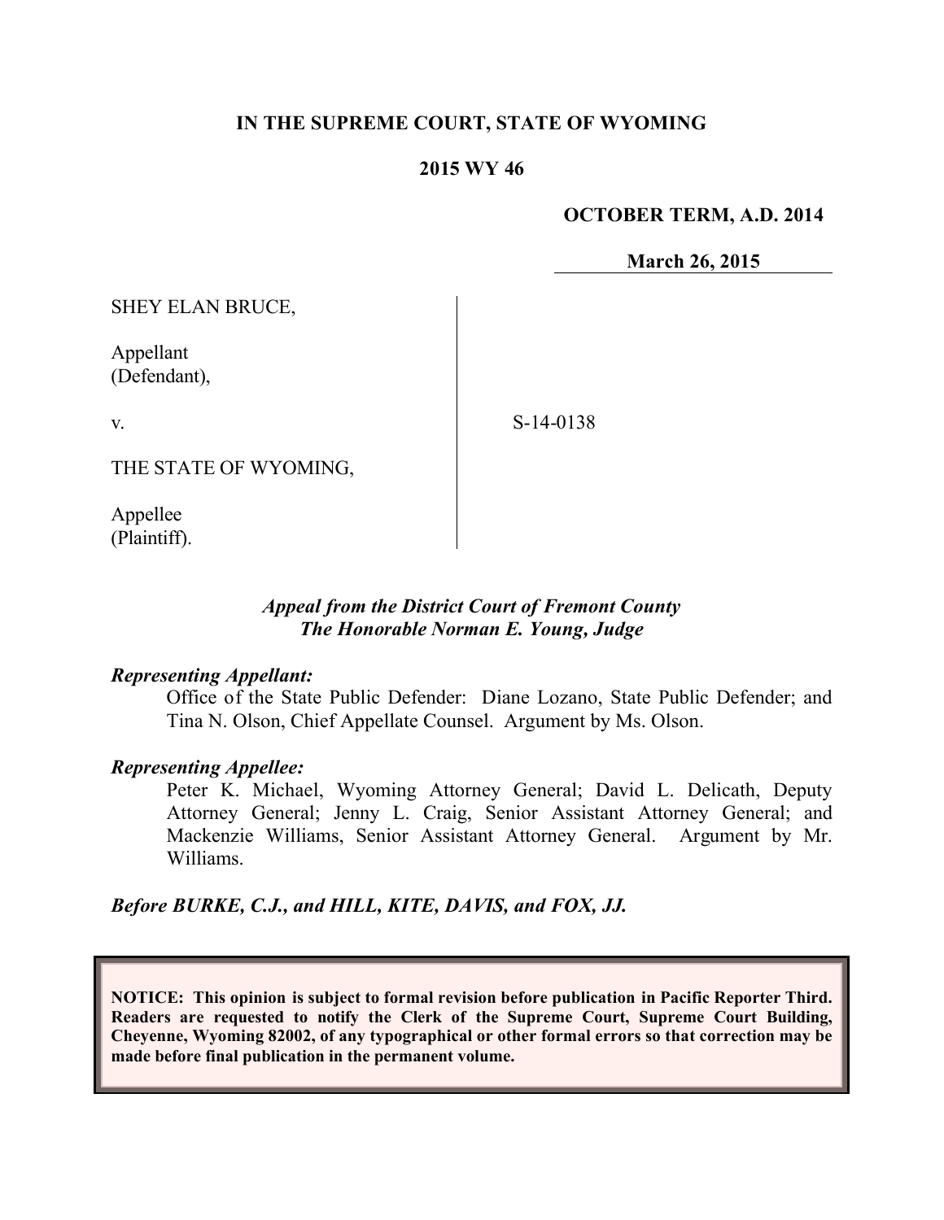**IN THE SUPREME COURT, STATE OF WYOMING**

**2015 WY 46**

**OCTOBER TERM, A.D. 2014**

**March 26, 2015**

SHEY ELAN BRUCE,

Appellant
(Defendant),

v.

THE STATE OF WYOMING,

Appellee
(Plaintiff).

S-14-0138

*Appeal from the District Court of Fremont County*
*The Honorable Norman E. Young, Judge*

***Representing Appellant:***

Office of the State Public Defender: Diane Lozano, State Public Defender; and Tina N. Olson, Chief Appellate Counsel. Argument by Ms. Olson.

***Representing Appellee:***

Peter K. Michael, Wyoming Attorney General; David L. Delicath, Deputy Attorney General; Jenny L. Craig, Senior Assistant Attorney General; and Mackenzie Williams, Senior Assistant Attorney General. Argument by Mr. Williams.

***Before BURKE, C.J., and HILL, KITE, DAVIS, and FOX, JJ.***

**NOTICE: This opinion is subject to formal revision before publication in Pacific Reporter Third. Readers are requested to notify the Clerk of the Supreme Court, Supreme Court Building, Cheyenne, Wyoming 82002, of any typographical or other formal errors so that correction may be made before final publication in the permanent volume.**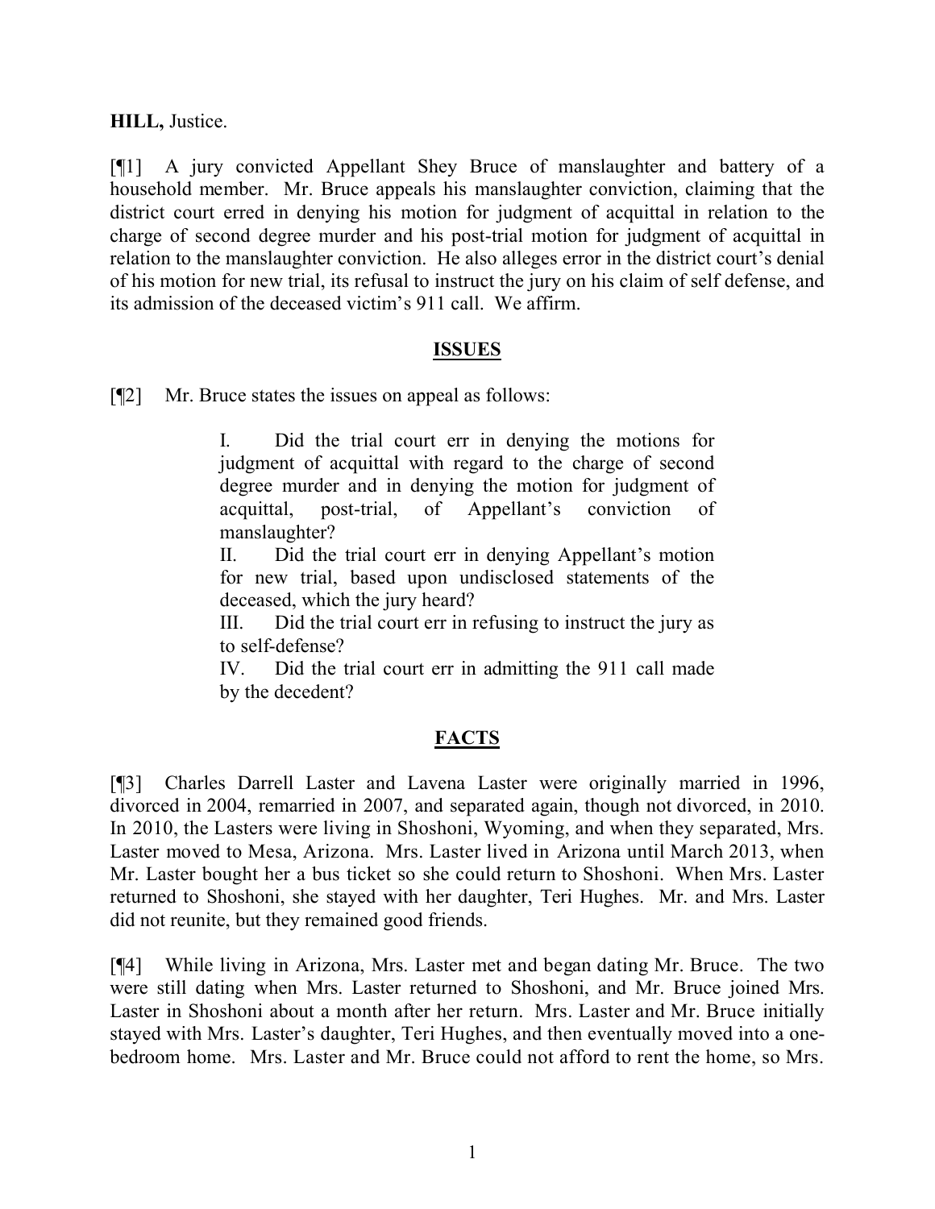**HILL,** Justice.

[¶1] A jury convicted Appellant Shey Bruce of manslaughter and battery of a household member. Mr. Bruce appeals his manslaughter conviction, claiming that the district court erred in denying his motion for judgment of acquittal in relation to the charge of second degree murder and his post-trial motion for judgment of acquittal in relation to the manslaughter conviction. He also alleges error in the district court's denial of his motion for new trial, its refusal to instruct the jury on his claim of self defense, and its admission of the deceased victim's 911 call. We affirm.

## ISSUES

[¶2] Mr. Bruce states the issues on appeal as follows:

> I. Did the trial court err in denying the motions for judgment of acquittal with regard to the charge of second degree murder and in denying the motion for judgment of acquittal, post-trial, of Appellant's conviction of manslaughter?
>
> II. Did the trial court err in denying Appellant's motion for new trial, based upon undisclosed statements of the deceased, which the jury heard?
>
> III. Did the trial court err in refusing to instruct the jury as to self-defense?
>
> IV. Did the trial court err in admitting the 911 call made by the decedent?

## FACTS

[¶3] Charles Darrell Laster and Lavena Laster were originally married in 1996, divorced in 2004, remarried in 2007, and separated again, though not divorced, in 2010. In 2010, the Lasters were living in Shoshoni, Wyoming, and when they separated, Mrs. Laster moved to Mesa, Arizona. Mrs. Laster lived in Arizona until March 2013, when Mr. Laster bought her a bus ticket so she could return to Shoshoni. When Mrs. Laster returned to Shoshoni, she stayed with her daughter, Teri Hughes. Mr. and Mrs. Laster did not reunite, but they remained good friends.

[¶4] While living in Arizona, Mrs. Laster met and began dating Mr. Bruce. The two were still dating when Mrs. Laster returned to Shoshoni, and Mr. Bruce joined Mrs. Laster in Shoshoni about a month after her return. Mrs. Laster and Mr. Bruce initially stayed with Mrs. Laster's daughter, Teri Hughes, and then eventually moved into a one-bedroom home. Mrs. Laster and Mr. Bruce could not afford to rent the home, so Mrs.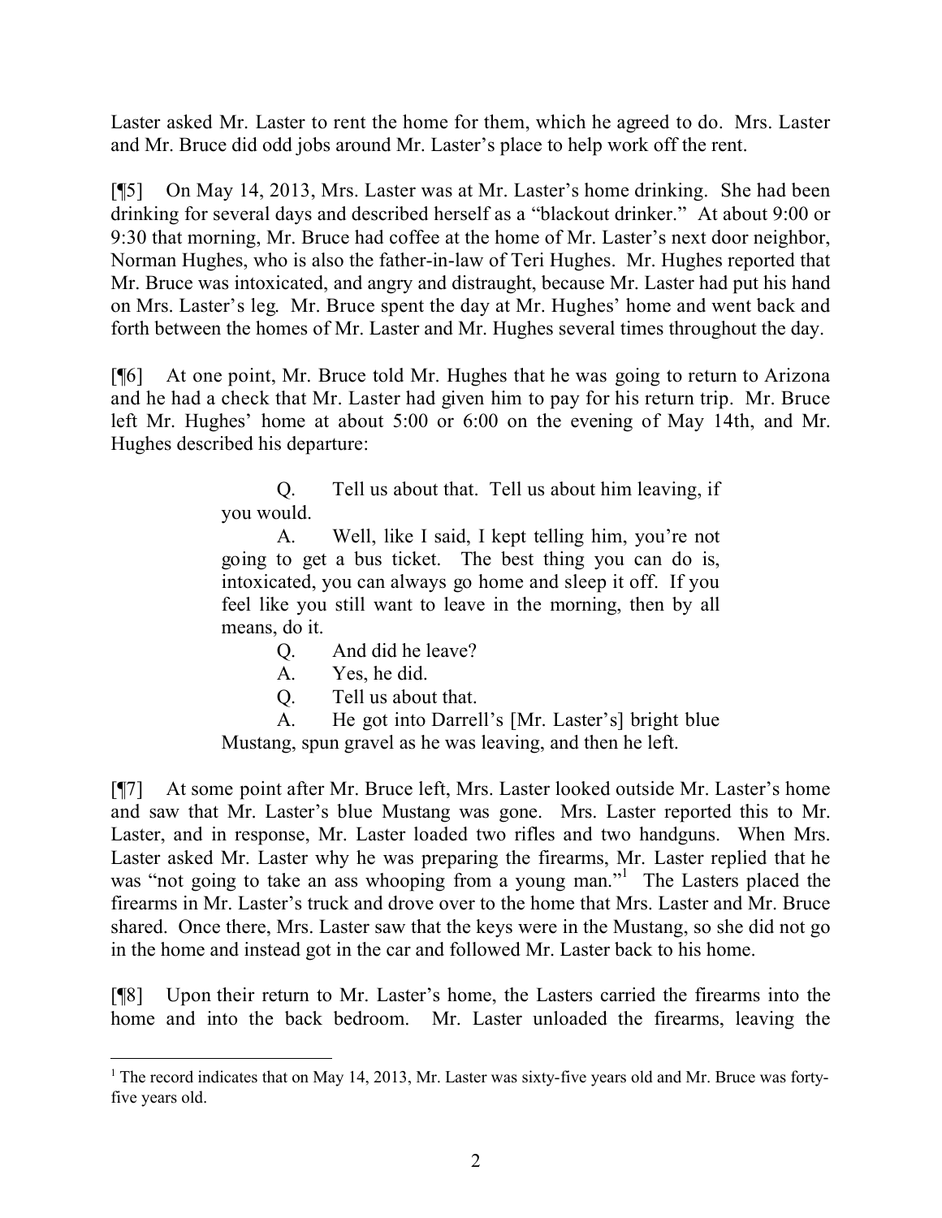Laster asked Mr. Laster to rent the home for them, which he agreed to do. Mrs. Laster and Mr. Bruce did odd jobs around Mr. Laster's place to help work off the rent.

[¶5] On May 14, 2013, Mrs. Laster was at Mr. Laster's home drinking. She had been drinking for several days and described herself as a "blackout drinker." At about 9:00 or 9:30 that morning, Mr. Bruce had coffee at the home of Mr. Laster's next door neighbor, Norman Hughes, who is also the father-in-law of Teri Hughes. Mr. Hughes reported that Mr. Bruce was intoxicated, and angry and distraught, because Mr. Laster had put his hand on Mrs. Laster's leg. Mr. Bruce spent the day at Mr. Hughes' home and went back and forth between the homes of Mr. Laster and Mr. Hughes several times throughout the day.

[¶6] At one point, Mr. Bruce told Mr. Hughes that he was going to return to Arizona and he had a check that Mr. Laster had given him to pay for his return trip. Mr. Bruce left Mr. Hughes' home at about 5:00 or 6:00 on the evening of May 14th, and Mr. Hughes described his departure:

> Q. Tell us about that. Tell us about him leaving, if you would.
>
> A. Well, like I said, I kept telling him, you're not going to get a bus ticket. The best thing you can do is, intoxicated, you can always go home and sleep it off. If you feel like you still want to leave in the morning, then by all means, do it.
>
> Q. And did he leave?
>
> A. Yes, he did.
>
> Q. Tell us about that.
>
> A. He got into Darrell's [Mr. Laster's] bright blue Mustang, spun gravel as he was leaving, and then he left.

[¶7] At some point after Mr. Bruce left, Mrs. Laster looked outside Mr. Laster's home and saw that Mr. Laster's blue Mustang was gone. Mrs. Laster reported this to Mr. Laster, and in response, Mr. Laster loaded two rifles and two handguns. When Mrs. Laster asked Mr. Laster why he was preparing the firearms, Mr. Laster replied that he was "not going to take an ass whooping from a young man."[1] The Lasters placed the firearms in Mr. Laster's truck and drove over to the home that Mrs. Laster and Mr. Bruce shared. Once there, Mrs. Laster saw that the keys were in the Mustang, so she did not go in the home and instead got in the car and followed Mr. Laster back to his home.

[¶8] Upon their return to Mr. Laster's home, the Lasters carried the firearms into the home and into the back bedroom. Mr. Laster unloaded the firearms, leaving the

---

[1] The record indicates that on May 14, 2013, Mr. Laster was sixty-five years old and Mr. Bruce was forty-five years old.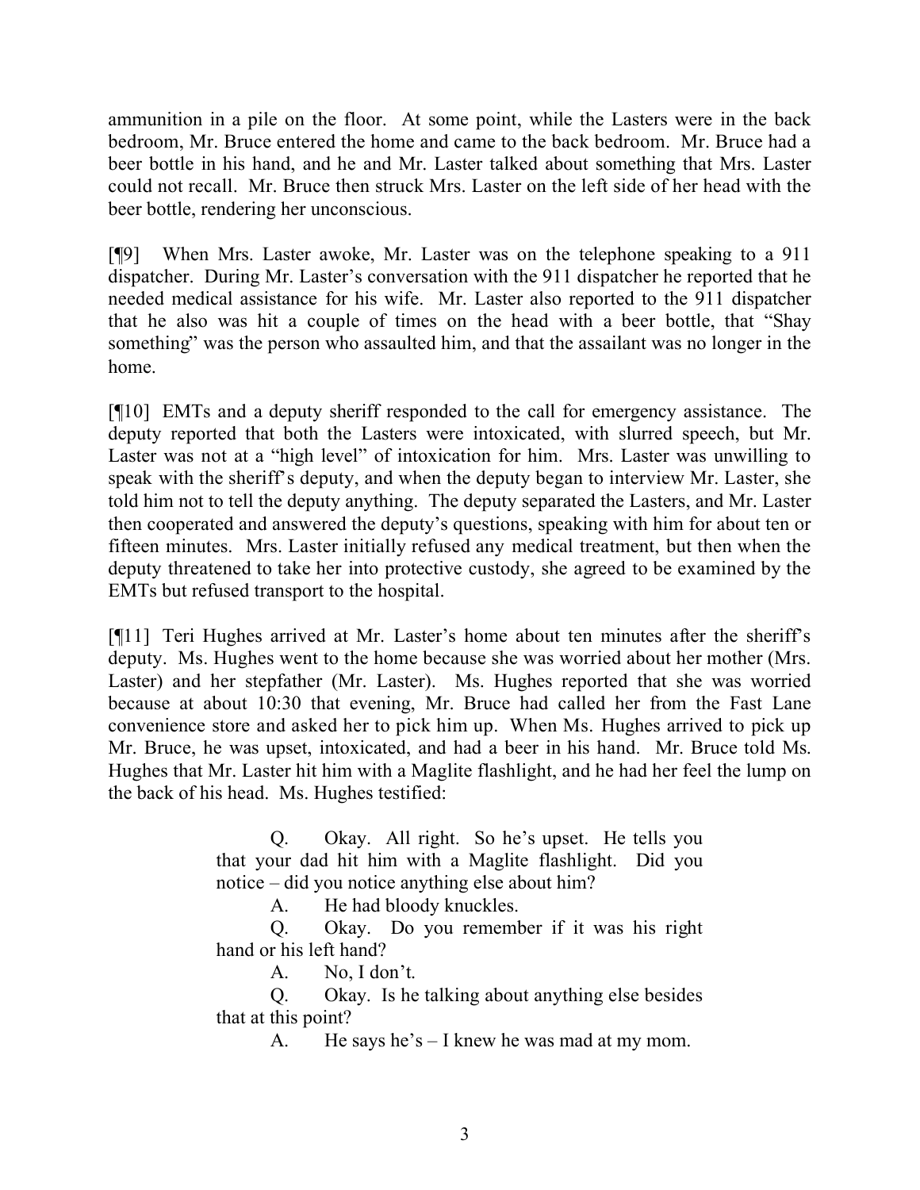ammunition in a pile on the floor. At some point, while the Lasters were in the back bedroom, Mr. Bruce entered the home and came to the back bedroom. Mr. Bruce had a beer bottle in his hand, and he and Mr. Laster talked about something that Mrs. Laster could not recall. Mr. Bruce then struck Mrs. Laster on the left side of her head with the beer bottle, rendering her unconscious.

[¶9] When Mrs. Laster awoke, Mr. Laster was on the telephone speaking to a 911 dispatcher. During Mr. Laster's conversation with the 911 dispatcher he reported that he needed medical assistance for his wife. Mr. Laster also reported to the 911 dispatcher that he also was hit a couple of times on the head with a beer bottle, that "Shay something" was the person who assaulted him, and that the assailant was no longer in the home.

[¶10] EMTs and a deputy sheriff responded to the call for emergency assistance. The deputy reported that both the Lasters were intoxicated, with slurred speech, but Mr. Laster was not at a "high level" of intoxication for him. Mrs. Laster was unwilling to speak with the sheriff's deputy, and when the deputy began to interview Mr. Laster, she told him not to tell the deputy anything. The deputy separated the Lasters, and Mr. Laster then cooperated and answered the deputy's questions, speaking with him for about ten or fifteen minutes. Mrs. Laster initially refused any medical treatment, but then when the deputy threatened to take her into protective custody, she agreed to be examined by the EMTs but refused transport to the hospital.

[¶11] Teri Hughes arrived at Mr. Laster's home about ten minutes after the sheriff's deputy. Ms. Hughes went to the home because she was worried about her mother (Mrs. Laster) and her stepfather (Mr. Laster). Ms. Hughes reported that she was worried because at about 10:30 that evening, Mr. Bruce had called her from the Fast Lane convenience store and asked her to pick him up. When Ms. Hughes arrived to pick up Mr. Bruce, he was upset, intoxicated, and had a beer in his hand. Mr. Bruce told Ms. Hughes that Mr. Laster hit him with a Maglite flashlight, and he had her feel the lump on the back of his head. Ms. Hughes testified:

> Q. Okay. All right. So he's upset. He tells you that your dad hit him with a Maglite flashlight. Did you notice – did you notice anything else about him?
>
> A. He had bloody knuckles.
>
> Q. Okay. Do you remember if it was his right hand or his left hand?
>
> A. No, I don't.
>
> Q. Okay. Is he talking about anything else besides that at this point?
>
> A. He says he's – I knew he was mad at my mom.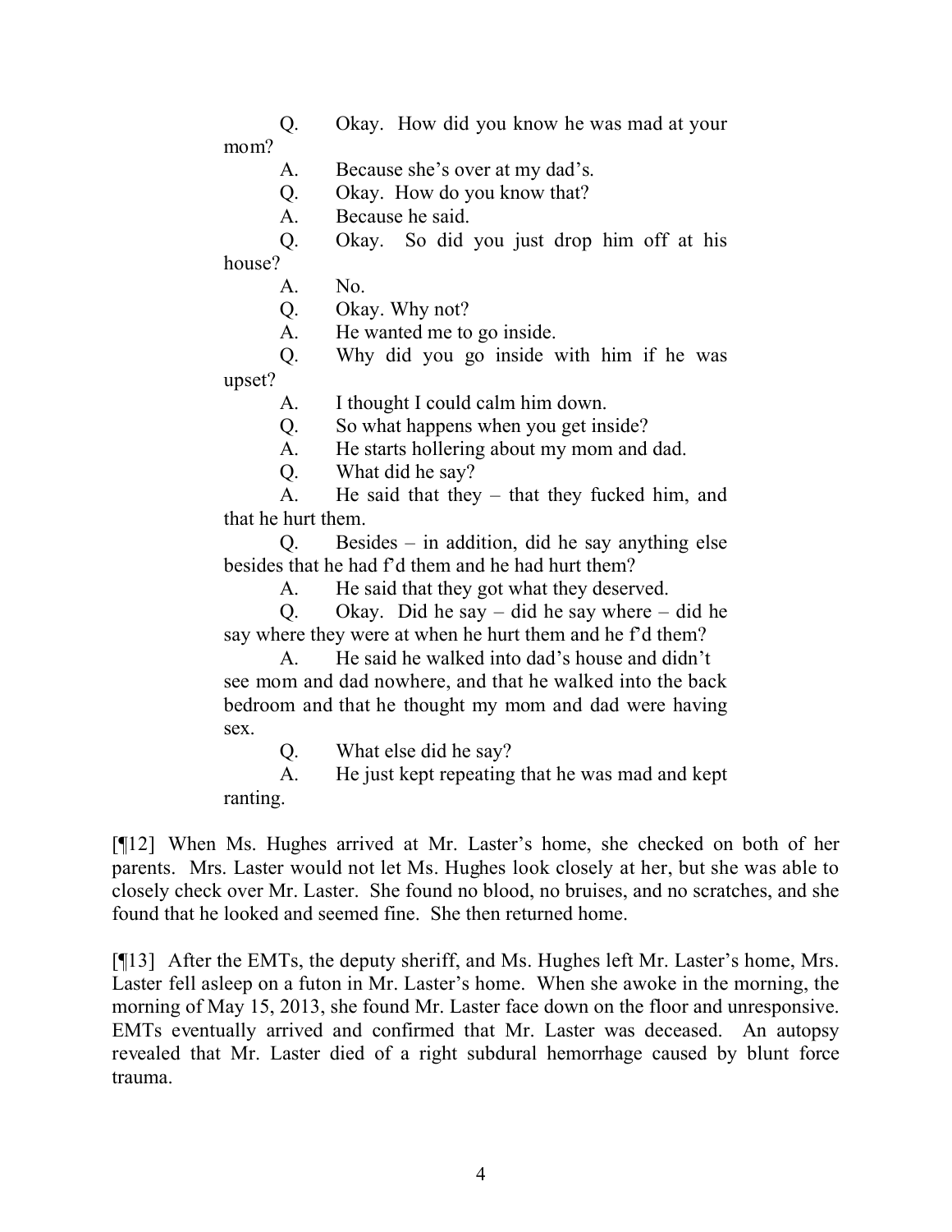> Q. Okay. How did you know he was mad at your mom?
>
> A. Because she's over at my dad's.
>
> Q. Okay. How do you know that?
>
> A. Because he said.
>
> Q. Okay. So did you just drop him off at his house?
>
> A. No.
>
> Q. Okay. Why not?
>
> A. He wanted me to go inside.
>
> Q. Why did you go inside with him if he was upset?
>
> A. I thought I could calm him down.
>
> Q. So what happens when you get inside?
>
> A. He starts hollering about my mom and dad.
>
> Q. What did he say?
>
> A. He said that they – that they fucked him, and that he hurt them.
>
> Q. Besides – in addition, did he say anything else besides that he had f'd them and he had hurt them?
>
> A. He said that they got what they deserved.
>
> Q. Okay. Did he say – did he say where – did he say where they were at when he hurt them and he f'd them?
>
> A. He said he walked into dad's house and didn't see mom and dad nowhere, and that he walked into the back bedroom and that he thought my mom and dad were having sex.
>
> Q. What else did he say?
>
> A. He just kept repeating that he was mad and kept ranting.

[¶12] When Ms. Hughes arrived at Mr. Laster's home, she checked on both of her parents. Mrs. Laster would not let Ms. Hughes look closely at her, but she was able to closely check over Mr. Laster. She found no blood, no bruises, and no scratches, and she found that he looked and seemed fine. She then returned home.

[¶13] After the EMTs, the deputy sheriff, and Ms. Hughes left Mr. Laster's home, Mrs. Laster fell asleep on a futon in Mr. Laster's home. When she awoke in the morning, the morning of May 15, 2013, she found Mr. Laster face down on the floor and unresponsive. EMTs eventually arrived and confirmed that Mr. Laster was deceased. An autopsy revealed that Mr. Laster died of a right subdural hemorrhage caused by blunt force trauma.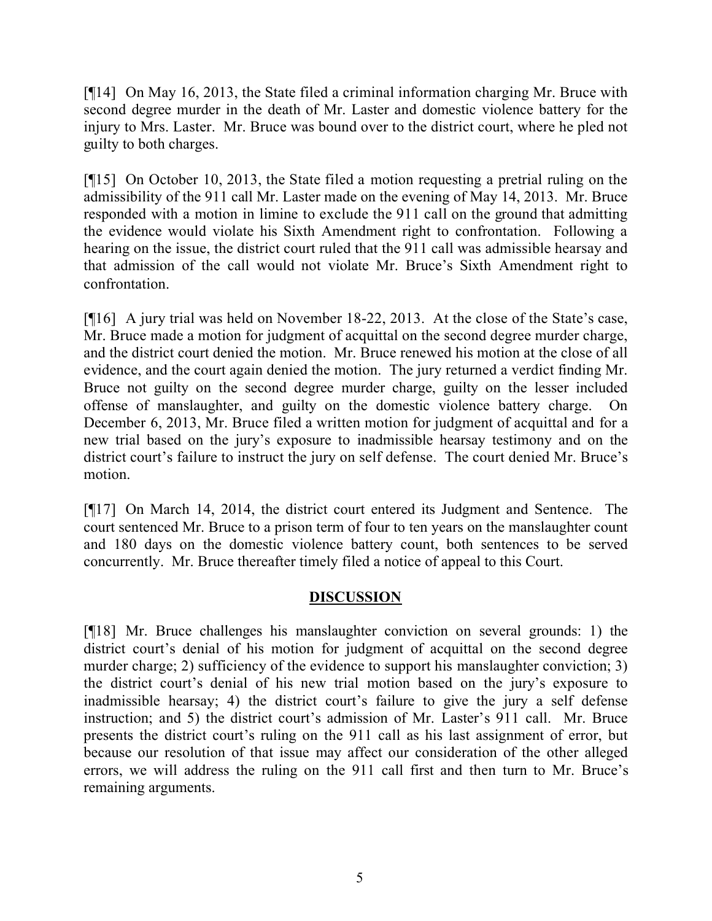[¶14] On May 16, 2013, the State filed a criminal information charging Mr. Bruce with second degree murder in the death of Mr. Laster and domestic violence battery for the injury to Mrs. Laster. Mr. Bruce was bound over to the district court, where he pled not guilty to both charges.

[¶15] On October 10, 2013, the State filed a motion requesting a pretrial ruling on the admissibility of the 911 call Mr. Laster made on the evening of May 14, 2013. Mr. Bruce responded with a motion in limine to exclude the 911 call on the ground that admitting the evidence would violate his Sixth Amendment right to confrontation. Following a hearing on the issue, the district court ruled that the 911 call was admissible hearsay and that admission of the call would not violate Mr. Bruce's Sixth Amendment right to confrontation.

[¶16] A jury trial was held on November 18-22, 2013. At the close of the State's case, Mr. Bruce made a motion for judgment of acquittal on the second degree murder charge, and the district court denied the motion. Mr. Bruce renewed his motion at the close of all evidence, and the court again denied the motion. The jury returned a verdict finding Mr. Bruce not guilty on the second degree murder charge, guilty on the lesser included offense of manslaughter, and guilty on the domestic violence battery charge. On December 6, 2013, Mr. Bruce filed a written motion for judgment of acquittal and for a new trial based on the jury's exposure to inadmissible hearsay testimony and on the district court's failure to instruct the jury on self defense. The court denied Mr. Bruce's motion.

[¶17] On March 14, 2014, the district court entered its Judgment and Sentence. The court sentenced Mr. Bruce to a prison term of four to ten years on the manslaughter count and 180 days on the domestic violence battery count, both sentences to be served concurrently. Mr. Bruce thereafter timely filed a notice of appeal to this Court.

## DISCUSSION

[¶18] Mr. Bruce challenges his manslaughter conviction on several grounds: 1) the district court's denial of his motion for judgment of acquittal on the second degree murder charge; 2) sufficiency of the evidence to support his manslaughter conviction; 3) the district court's denial of his new trial motion based on the jury's exposure to inadmissible hearsay; 4) the district court's failure to give the jury a self defense instruction; and 5) the district court's admission of Mr. Laster's 911 call. Mr. Bruce presents the district court's ruling on the 911 call as his last assignment of error, but because our resolution of that issue may affect our consideration of the other alleged errors, we will address the ruling on the 911 call first and then turn to Mr. Bruce's remaining arguments.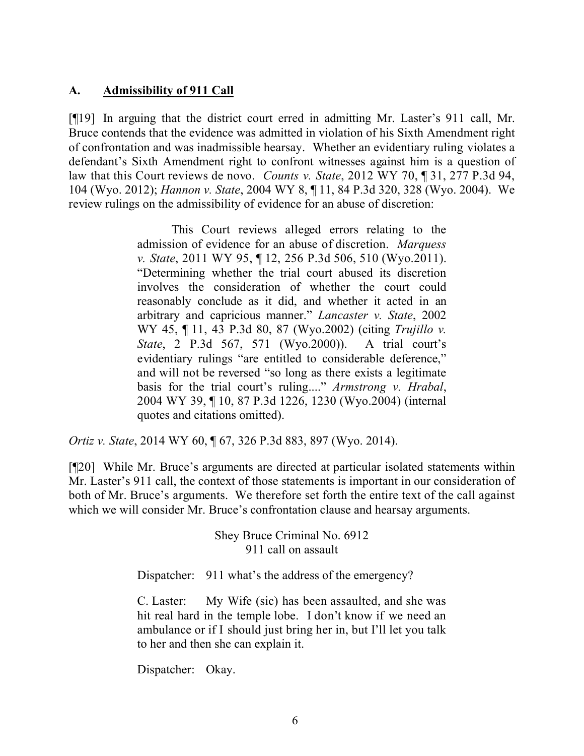### A. <u>Admissibility of 911 Call</u>

[¶19] In arguing that the district court erred in admitting Mr. Laster's 911 call, Mr. Bruce contends that the evidence was admitted in violation of his Sixth Amendment right of confrontation and was inadmissible hearsay. Whether an evidentiary ruling violates a defendant's Sixth Amendment right to confront witnesses against him is a question of law that this Court reviews de novo. *Counts v. State*, 2012 WY 70, ¶ 31, 277 P.3d 94, 104 (Wyo. 2012); *Hannon v. State*, 2004 WY 8, ¶ 11, 84 P.3d 320, 328 (Wyo. 2004). We review rulings on the admissibility of evidence for an abuse of discretion:

> This Court reviews alleged errors relating to the admission of evidence for an abuse of discretion. *Marquess v. State*, 2011 WY 95, ¶ 12, 256 P.3d 506, 510 (Wyo.2011). "Determining whether the trial court abused its discretion involves the consideration of whether the court could reasonably conclude as it did, and whether it acted in an arbitrary and capricious manner." *Lancaster v. State*, 2002 WY 45, ¶ 11, 43 P.3d 80, 87 (Wyo.2002) (citing *Trujillo v. State*, 2 P.3d 567, 571 (Wyo.2000)). A trial court's evidentiary rulings "are entitled to considerable deference," and will not be reversed "so long as there exists a legitimate basis for the trial court's ruling...." *Armstrong v. Hrabal*, 2004 WY 39, ¶ 10, 87 P.3d 1226, 1230 (Wyo.2004) (internal quotes and citations omitted).

*Ortiz v. State*, 2014 WY 60, ¶ 67, 326 P.3d 883, 897 (Wyo. 2014).

[¶20] While Mr. Bruce's arguments are directed at particular isolated statements within Mr. Laster's 911 call, the context of those statements is important in our consideration of both of Mr. Bruce's arguments. We therefore set forth the entire text of the call against which we will consider Mr. Bruce's confrontation clause and hearsay arguments.

> Shey Bruce Criminal No. 6912
> 911 call on assault
>
> Dispatcher: 911 what's the address of the emergency?
>
> C. Laster: My Wife (sic) has been assaulted, and she was hit real hard in the temple lobe. I don't know if we need an ambulance or if I should just bring her in, but I'll let you talk to her and then she can explain it.
>
> Dispatcher: Okay.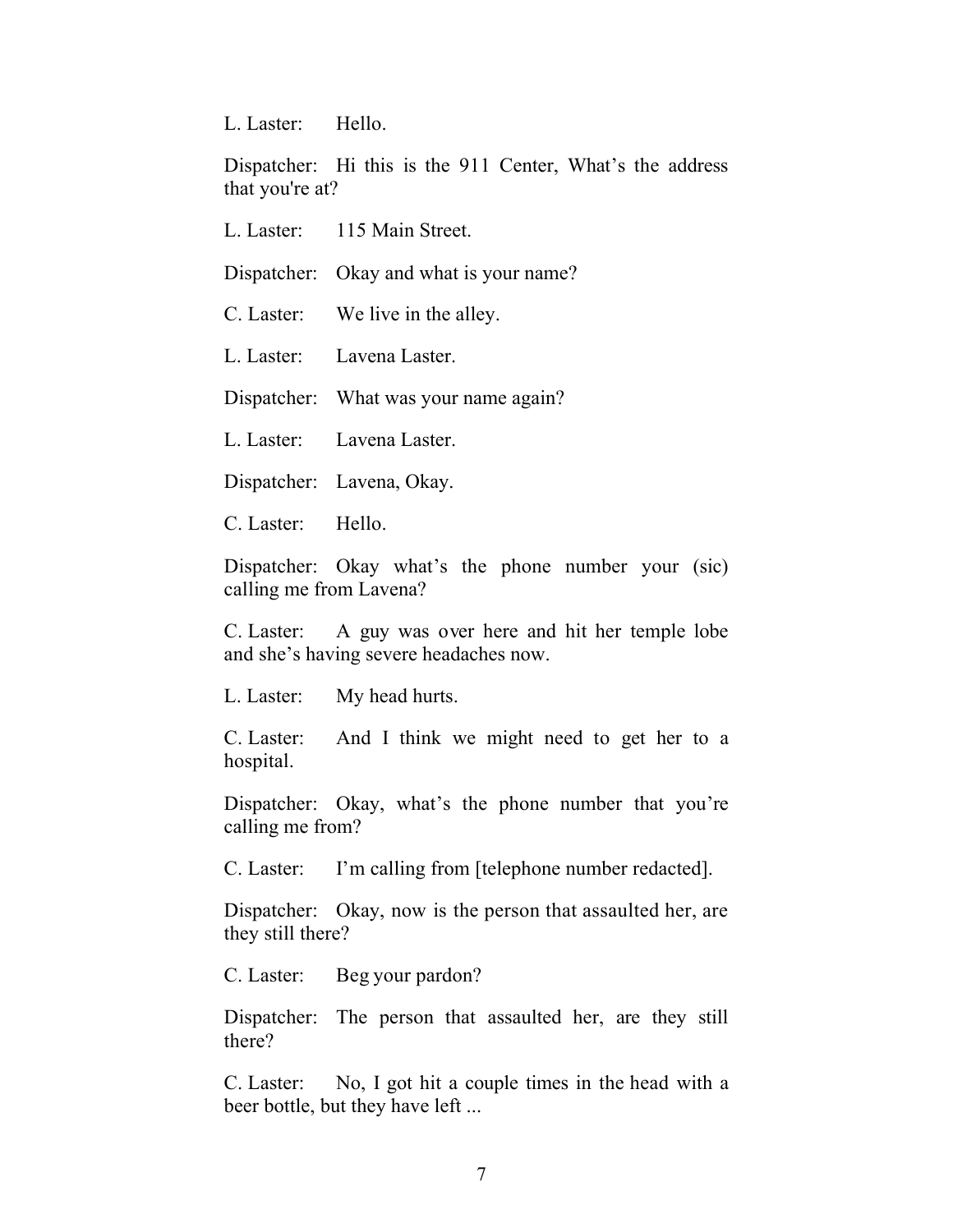L. Laster: Hello.

Dispatcher: Hi this is the 911 Center, What's the address that you're at?

L. Laster: 115 Main Street.

Dispatcher: Okay and what is your name?

C. Laster: We live in the alley.

L. Laster: Lavena Laster.

Dispatcher: What was your name again?

L. Laster: Lavena Laster.

Dispatcher: Lavena, Okay.

C. Laster: Hello.

Dispatcher: Okay what's the phone number your (sic) calling me from Lavena?

C. Laster: A guy was over here and hit her temple lobe and she's having severe headaches now.

L. Laster: My head hurts.

C. Laster: And I think we might need to get her to a hospital.

Dispatcher: Okay, what's the phone number that you're calling me from?

C. Laster: I'm calling from [telephone number redacted].

Dispatcher: Okay, now is the person that assaulted her, are they still there?

C. Laster: Beg your pardon?

Dispatcher: The person that assaulted her, are they still there?

C. Laster: No, I got hit a couple times in the head with a beer bottle, but they have left ...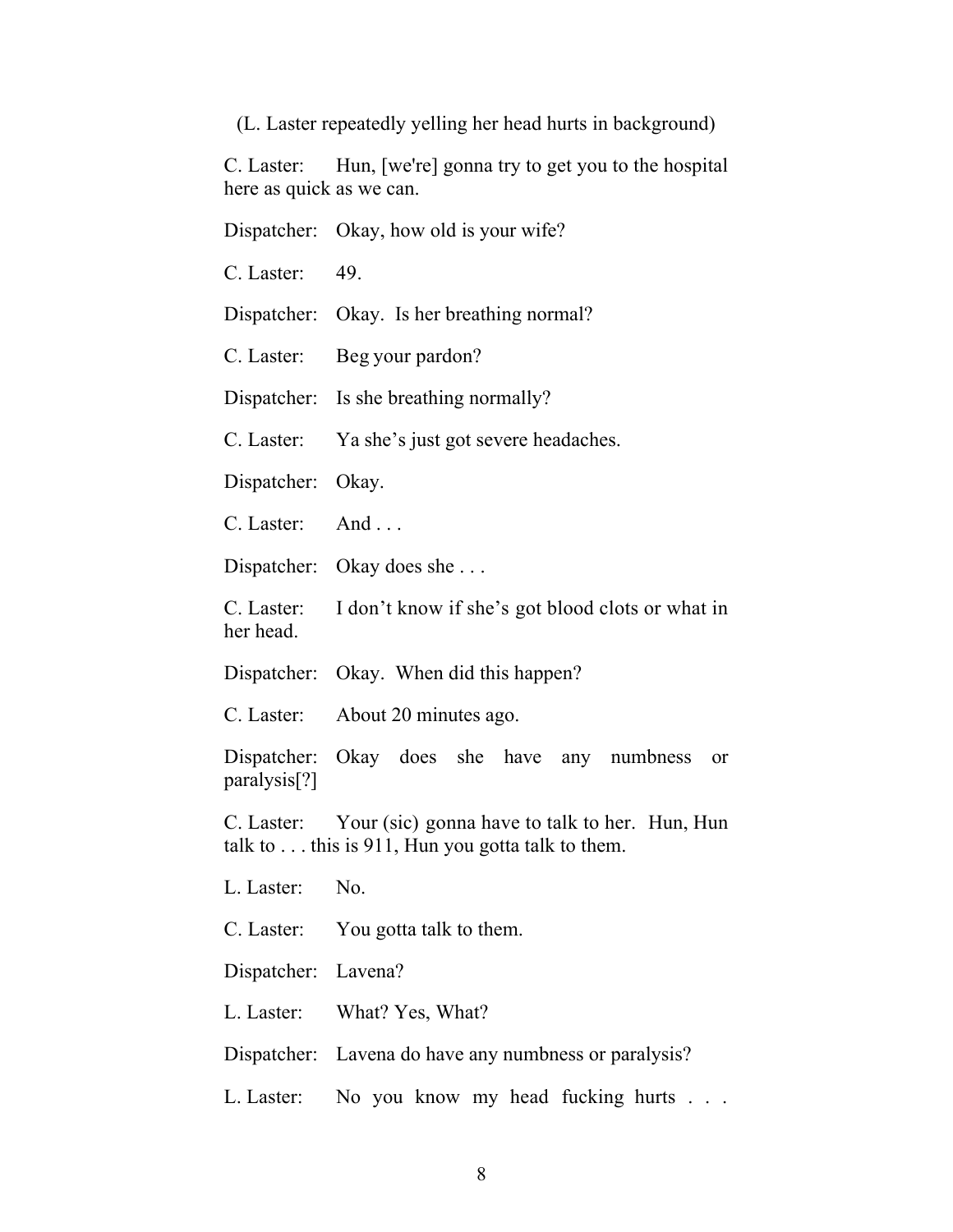(L. Laster repeatedly yelling her head hurts in background)

C. Laster: Hun, [we're] gonna try to get you to the hospital here as quick as we can.

Dispatcher: Okay, how old is your wife?

C. Laster: 49.

Dispatcher: Okay. Is her breathing normal?

C. Laster: Beg your pardon?

Dispatcher: Is she breathing normally?

C. Laster: Ya she's just got severe headaches.

Dispatcher: Okay.

C. Laster: And . . .

Dispatcher: Okay does she . . .

C. Laster: I don't know if she's got blood clots or what in her head.

Dispatcher: Okay. When did this happen?

C. Laster: About 20 minutes ago.

Dispatcher: Okay does she have any numbness or paralysis[?]

C. Laster: Your (sic) gonna have to talk to her. Hun, Hun talk to . . . this is 911, Hun you gotta talk to them.

L. Laster: No.

C. Laster: You gotta talk to them.

Dispatcher: Lavena?

L. Laster: What? Yes, What?

Dispatcher: Lavena do have any numbness or paralysis?

L. Laster: No you know my head fucking hurts . . .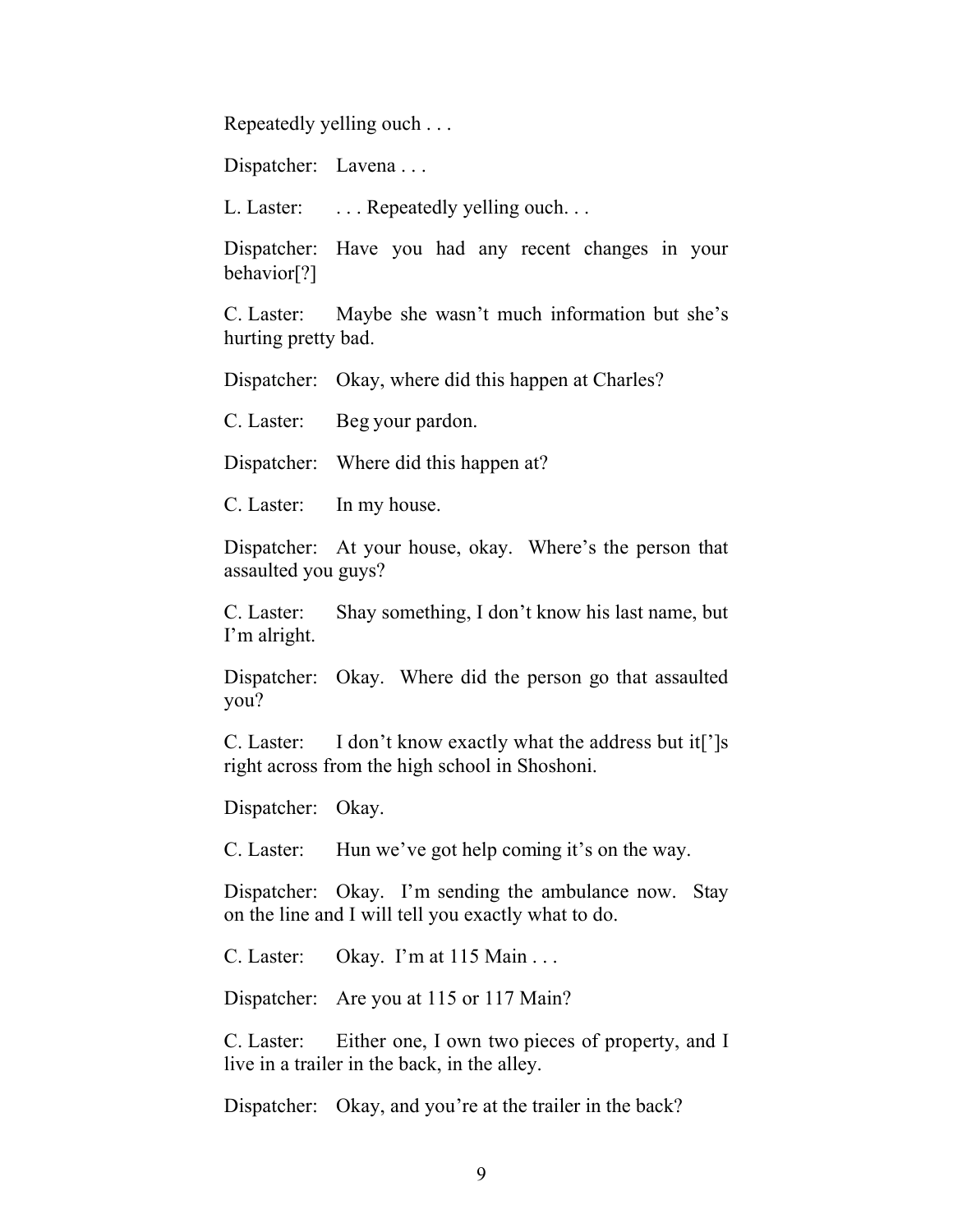Repeatedly yelling ouch . . .

Dispatcher: Lavena . . .

L. Laster: . . . Repeatedly yelling ouch. . .

Dispatcher: Have you had any recent changes in your behavior[?]

C. Laster: Maybe she wasn't much information but she's hurting pretty bad.

Dispatcher: Okay, where did this happen at Charles?

C. Laster: Beg your pardon.

Dispatcher: Where did this happen at?

C. Laster: In my house.

Dispatcher: At your house, okay. Where's the person that assaulted you guys?

C. Laster: Shay something, I don't know his last name, but I'm alright.

Dispatcher: Okay. Where did the person go that assaulted you?

C. Laster: I don't know exactly what the address but it[']s right across from the high school in Shoshoni.

Dispatcher: Okay.

C. Laster: Hun we've got help coming it's on the way.

Dispatcher: Okay. I'm sending the ambulance now. Stay on the line and I will tell you exactly what to do.

C. Laster: Okay. I'm at 115 Main . . .

Dispatcher: Are you at 115 or 117 Main?

C. Laster: Either one, I own two pieces of property, and I live in a trailer in the back, in the alley.

Dispatcher: Okay, and you're at the trailer in the back?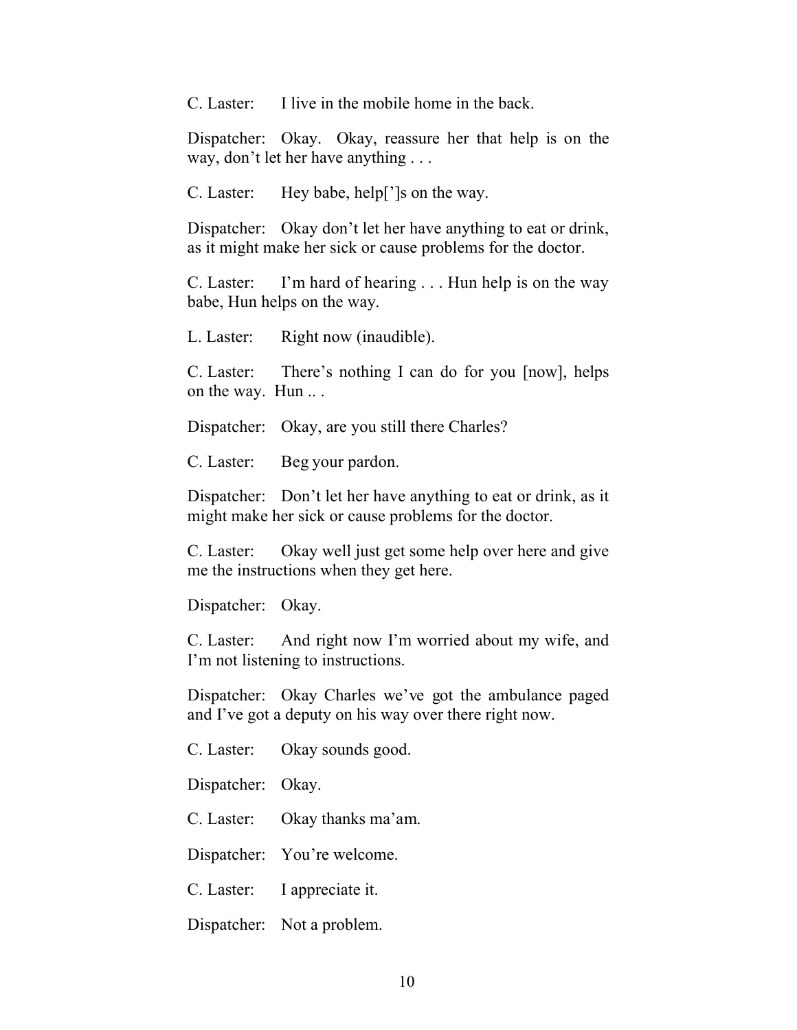C. Laster: I live in the mobile home in the back.

Dispatcher: Okay. Okay, reassure her that help is on the way, don't let her have anything . . .

C. Laster: Hey babe, help[']s on the way.

Dispatcher: Okay don't let her have anything to eat or drink, as it might make her sick or cause problems for the doctor.

C. Laster: I'm hard of hearing . . . Hun help is on the way babe, Hun helps on the way.

L. Laster: Right now (inaudible).

C. Laster: There's nothing I can do for you [now], helps on the way. Hun .. .

Dispatcher: Okay, are you still there Charles?

C. Laster: Beg your pardon.

Dispatcher: Don't let her have anything to eat or drink, as it might make her sick or cause problems for the doctor.

C. Laster: Okay well just get some help over here and give me the instructions when they get here.

Dispatcher: Okay.

C. Laster: And right now I'm worried about my wife, and I'm not listening to instructions.

Dispatcher: Okay Charles we've got the ambulance paged and I've got a deputy on his way over there right now.

C. Laster: Okay sounds good.

Dispatcher: Okay.

C. Laster: Okay thanks ma'am.

Dispatcher: You're welcome.

C. Laster: I appreciate it.

Dispatcher: Not a problem.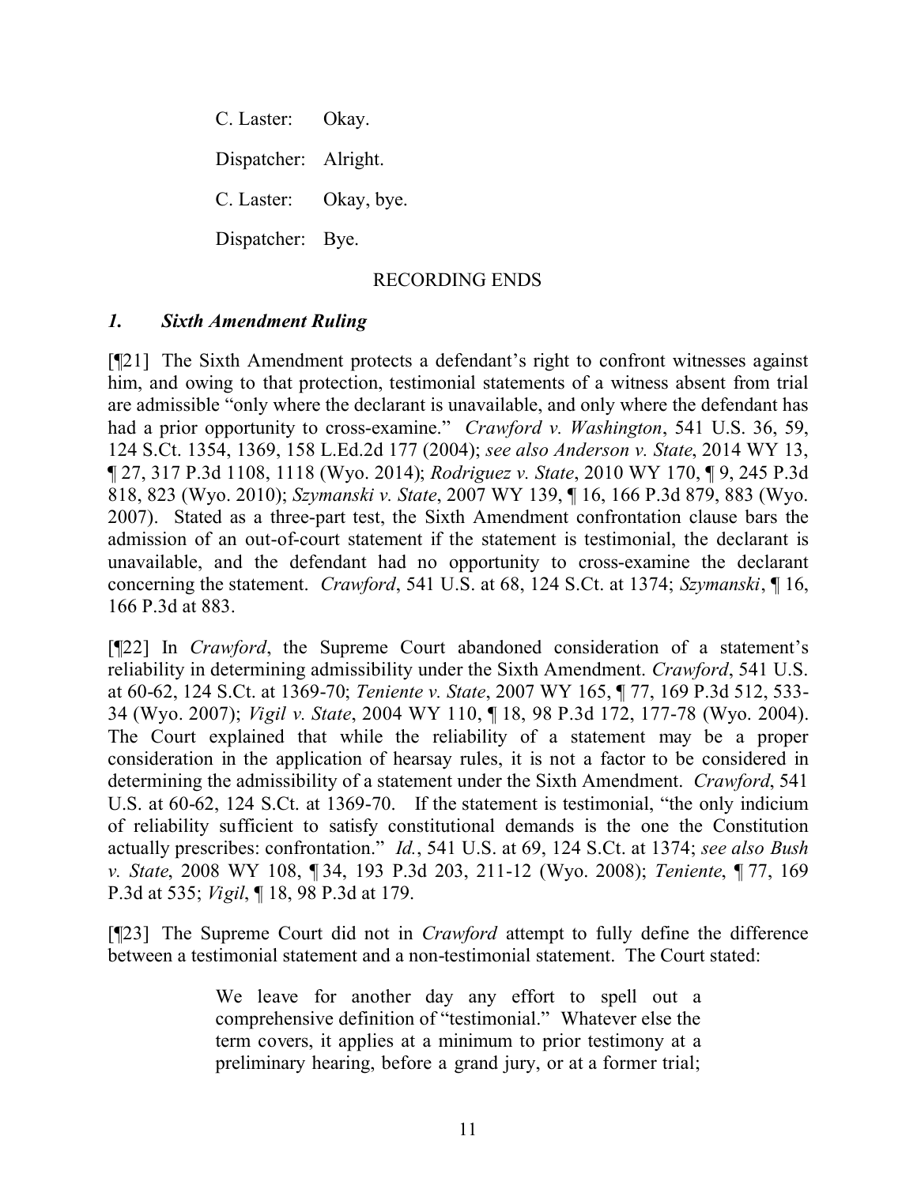C. Laster: Okay.

Dispatcher: Alright.

C. Laster: Okay, bye.

Dispatcher: Bye.

RECORDING ENDS

### *1. Sixth Amendment Ruling*

[¶21] The Sixth Amendment protects a defendant's right to confront witnesses against him, and owing to that protection, testimonial statements of a witness absent from trial are admissible "only where the declarant is unavailable, and only where the defendant has had a prior opportunity to cross-examine." *Crawford v. Washington*, 541 U.S. 36, 59, 124 S.Ct. 1354, 1369, 158 L.Ed.2d 177 (2004); *see also Anderson v. State*, 2014 WY 13, ¶ 27, 317 P.3d 1108, 1118 (Wyo. 2014); *Rodriguez v. State*, 2010 WY 170, ¶ 9, 245 P.3d 818, 823 (Wyo. 2010); *Szymanski v. State*, 2007 WY 139, ¶ 16, 166 P.3d 879, 883 (Wyo. 2007). Stated as a three-part test, the Sixth Amendment confrontation clause bars the admission of an out-of-court statement if the statement is testimonial, the declarant is unavailable, and the defendant had no opportunity to cross-examine the declarant concerning the statement. *Crawford*, 541 U.S. at 68, 124 S.Ct. at 1374; *Szymanski*, ¶ 16, 166 P.3d at 883.

[¶22] In *Crawford*, the Supreme Court abandoned consideration of a statement's reliability in determining admissibility under the Sixth Amendment. *Crawford*, 541 U.S. at 60-62, 124 S.Ct. at 1369-70; *Teniente v. State*, 2007 WY 165, ¶ 77, 169 P.3d 512, 533-34 (Wyo. 2007); *Vigil v. State*, 2004 WY 110, ¶ 18, 98 P.3d 172, 177-78 (Wyo. 2004). The Court explained that while the reliability of a statement may be a proper consideration in the application of hearsay rules, it is not a factor to be considered in determining the admissibility of a statement under the Sixth Amendment. *Crawford*, 541 U.S. at 60-62, 124 S.Ct. at 1369-70. If the statement is testimonial, "the only indicium of reliability sufficient to satisfy constitutional demands is the one the Constitution actually prescribes: confrontation." *Id.*, 541 U.S. at 69, 124 S.Ct. at 1374; *see also Bush v. State*, 2008 WY 108, ¶ 34, 193 P.3d 203, 211-12 (Wyo. 2008); *Teniente*, ¶ 77, 169 P.3d at 535; *Vigil*, ¶ 18, 98 P.3d at 179.

[¶23] The Supreme Court did not in *Crawford* attempt to fully define the difference between a testimonial statement and a non-testimonial statement. The Court stated:

> We leave for another day any effort to spell out a comprehensive definition of "testimonial." Whatever else the term covers, it applies at a minimum to prior testimony at a preliminary hearing, before a grand jury, or at a former trial;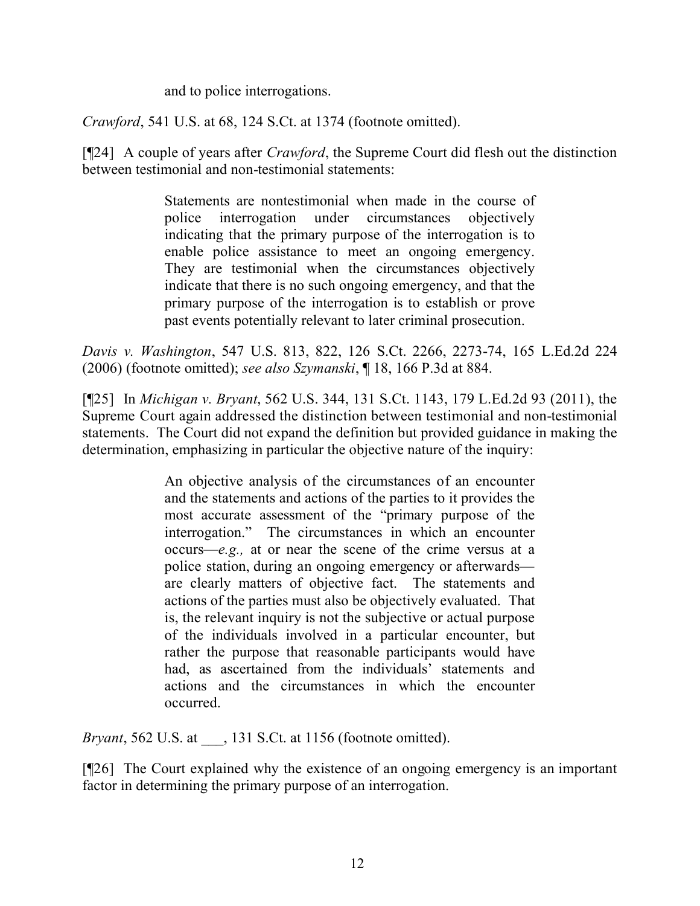> and to police interrogations.

*Crawford*, 541 U.S. at 68, 124 S.Ct. at 1374 (footnote omitted).

[¶24] A couple of years after *Crawford*, the Supreme Court did flesh out the distinction between testimonial and non-testimonial statements:

> Statements are nontestimonial when made in the course of police interrogation under circumstances objectively indicating that the primary purpose of the interrogation is to enable police assistance to meet an ongoing emergency. They are testimonial when the circumstances objectively indicate that there is no such ongoing emergency, and that the primary purpose of the interrogation is to establish or prove past events potentially relevant to later criminal prosecution.

*Davis v. Washington*, 547 U.S. 813, 822, 126 S.Ct. 2266, 2273-74, 165 L.Ed.2d 224 (2006) (footnote omitted); *see also Szymanski*, ¶ 18, 166 P.3d at 884.

[¶25] In *Michigan v. Bryant*, 562 U.S. 344, 131 S.Ct. 1143, 179 L.Ed.2d 93 (2011), the Supreme Court again addressed the distinction between testimonial and non-testimonial statements. The Court did not expand the definition but provided guidance in making the determination, emphasizing in particular the objective nature of the inquiry:

> An objective analysis of the circumstances of an encounter and the statements and actions of the parties to it provides the most accurate assessment of the "primary purpose of the interrogation." The circumstances in which an encounter occurs—*e.g.,* at or near the scene of the crime versus at a police station, during an ongoing emergency or afterwards—are clearly matters of objective fact. The statements and actions of the parties must also be objectively evaluated. That is, the relevant inquiry is not the subjective or actual purpose of the individuals involved in a particular encounter, but rather the purpose that reasonable participants would have had, as ascertained from the individuals' statements and actions and the circumstances in which the encounter occurred.

*Bryant*, 562 U.S. at ___, 131 S.Ct. at 1156 (footnote omitted).

[¶26] The Court explained why the existence of an ongoing emergency is an important factor in determining the primary purpose of an interrogation.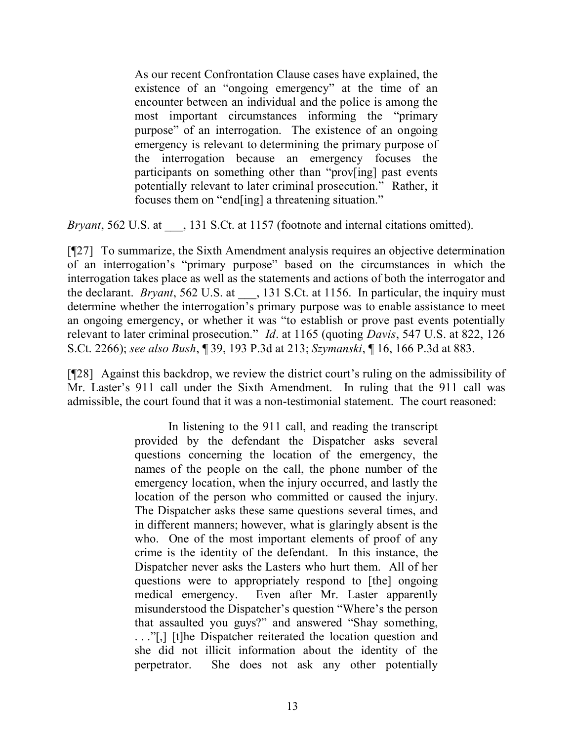> As our recent Confrontation Clause cases have explained, the existence of an "ongoing emergency" at the time of an encounter between an individual and the police is among the most important circumstances informing the "primary purpose" of an interrogation. The existence of an ongoing emergency is relevant to determining the primary purpose of the interrogation because an emergency focuses the participants on something other than "prov[ing] past events potentially relevant to later criminal prosecution." Rather, it focuses them on "end[ing] a threatening situation."

*Bryant*, 562 U.S. at ___, 131 S.Ct. at 1157 (footnote and internal citations omitted).

[¶27] To summarize, the Sixth Amendment analysis requires an objective determination of an interrogation's "primary purpose" based on the circumstances in which the interrogation takes place as well as the statements and actions of both the interrogator and the declarant. *Bryant*, 562 U.S. at ___, 131 S.Ct. at 1156. In particular, the inquiry must determine whether the interrogation's primary purpose was to enable assistance to meet an ongoing emergency, or whether it was "to establish or prove past events potentially relevant to later criminal prosecution." *Id*. at 1165 (quoting *Davis*, 547 U.S. at 822, 126 S.Ct. 2266); *see also Bush*, ¶ 39, 193 P.3d at 213; *Szymanski*, ¶ 16, 166 P.3d at 883.

[¶28] Against this backdrop, we review the district court's ruling on the admissibility of Mr. Laster's 911 call under the Sixth Amendment. In ruling that the 911 call was admissible, the court found that it was a non-testimonial statement. The court reasoned:

> In listening to the 911 call, and reading the transcript provided by the defendant the Dispatcher asks several questions concerning the location of the emergency, the names of the people on the call, the phone number of the emergency location, when the injury occurred, and lastly the location of the person who committed or caused the injury. The Dispatcher asks these same questions several times, and in different manners; however, what is glaringly absent is the who. One of the most important elements of proof of any crime is the identity of the defendant. In this instance, the Dispatcher never asks the Lasters who hurt them. All of her questions were to appropriately respond to [the] ongoing medical emergency. Even after Mr. Laster apparently misunderstood the Dispatcher's question "Where's the person that assaulted you guys?" and answered "Shay something, . . ."[,] [t]he Dispatcher reiterated the location question and she did not illicit information about the identity of the perpetrator. She does not ask any other potentially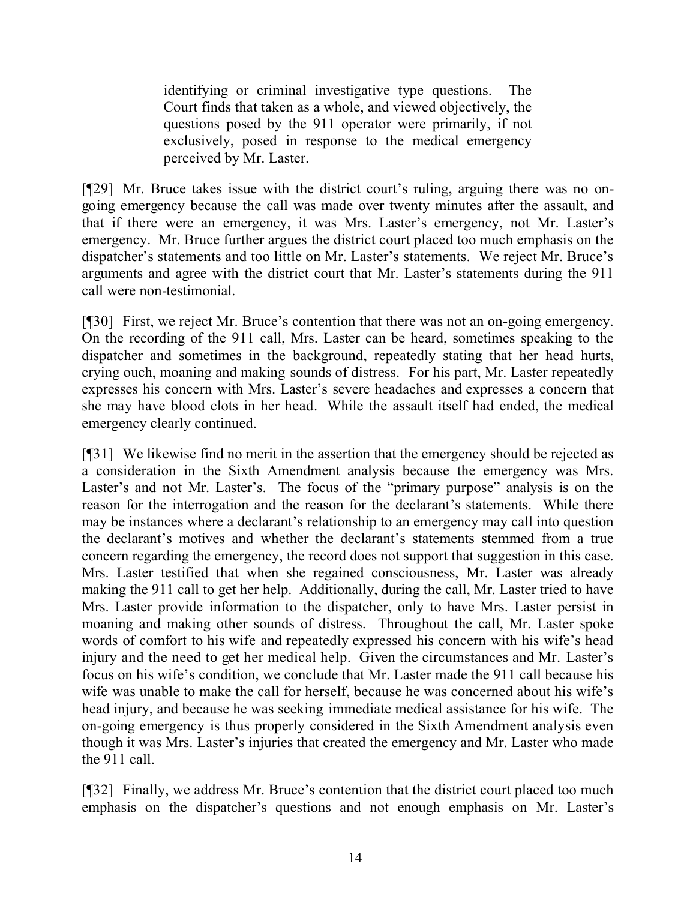> identifying or criminal investigative type questions. The Court finds that taken as a whole, and viewed objectively, the questions posed by the 911 operator were primarily, if not exclusively, posed in response to the medical emergency perceived by Mr. Laster.

[¶29] Mr. Bruce takes issue with the district court's ruling, arguing there was no on-going emergency because the call was made over twenty minutes after the assault, and that if there were an emergency, it was Mrs. Laster's emergency, not Mr. Laster's emergency. Mr. Bruce further argues the district court placed too much emphasis on the dispatcher's statements and too little on Mr. Laster's statements. We reject Mr. Bruce's arguments and agree with the district court that Mr. Laster's statements during the 911 call were non-testimonial.

[¶30] First, we reject Mr. Bruce's contention that there was not an on-going emergency. On the recording of the 911 call, Mrs. Laster can be heard, sometimes speaking to the dispatcher and sometimes in the background, repeatedly stating that her head hurts, crying ouch, moaning and making sounds of distress. For his part, Mr. Laster repeatedly expresses his concern with Mrs. Laster's severe headaches and expresses a concern that she may have blood clots in her head. While the assault itself had ended, the medical emergency clearly continued.

[¶31] We likewise find no merit in the assertion that the emergency should be rejected as a consideration in the Sixth Amendment analysis because the emergency was Mrs. Laster's and not Mr. Laster's. The focus of the "primary purpose" analysis is on the reason for the interrogation and the reason for the declarant's statements. While there may be instances where a declarant's relationship to an emergency may call into question the declarant's motives and whether the declarant's statements stemmed from a true concern regarding the emergency, the record does not support that suggestion in this case. Mrs. Laster testified that when she regained consciousness, Mr. Laster was already making the 911 call to get her help. Additionally, during the call, Mr. Laster tried to have Mrs. Laster provide information to the dispatcher, only to have Mrs. Laster persist in moaning and making other sounds of distress. Throughout the call, Mr. Laster spoke words of comfort to his wife and repeatedly expressed his concern with his wife's head injury and the need to get her medical help. Given the circumstances and Mr. Laster's focus on his wife's condition, we conclude that Mr. Laster made the 911 call because his wife was unable to make the call for herself, because he was concerned about his wife's head injury, and because he was seeking immediate medical assistance for his wife. The on-going emergency is thus properly considered in the Sixth Amendment analysis even though it was Mrs. Laster's injuries that created the emergency and Mr. Laster who made the 911 call.

[¶32] Finally, we address Mr. Bruce's contention that the district court placed too much emphasis on the dispatcher's questions and not enough emphasis on Mr. Laster's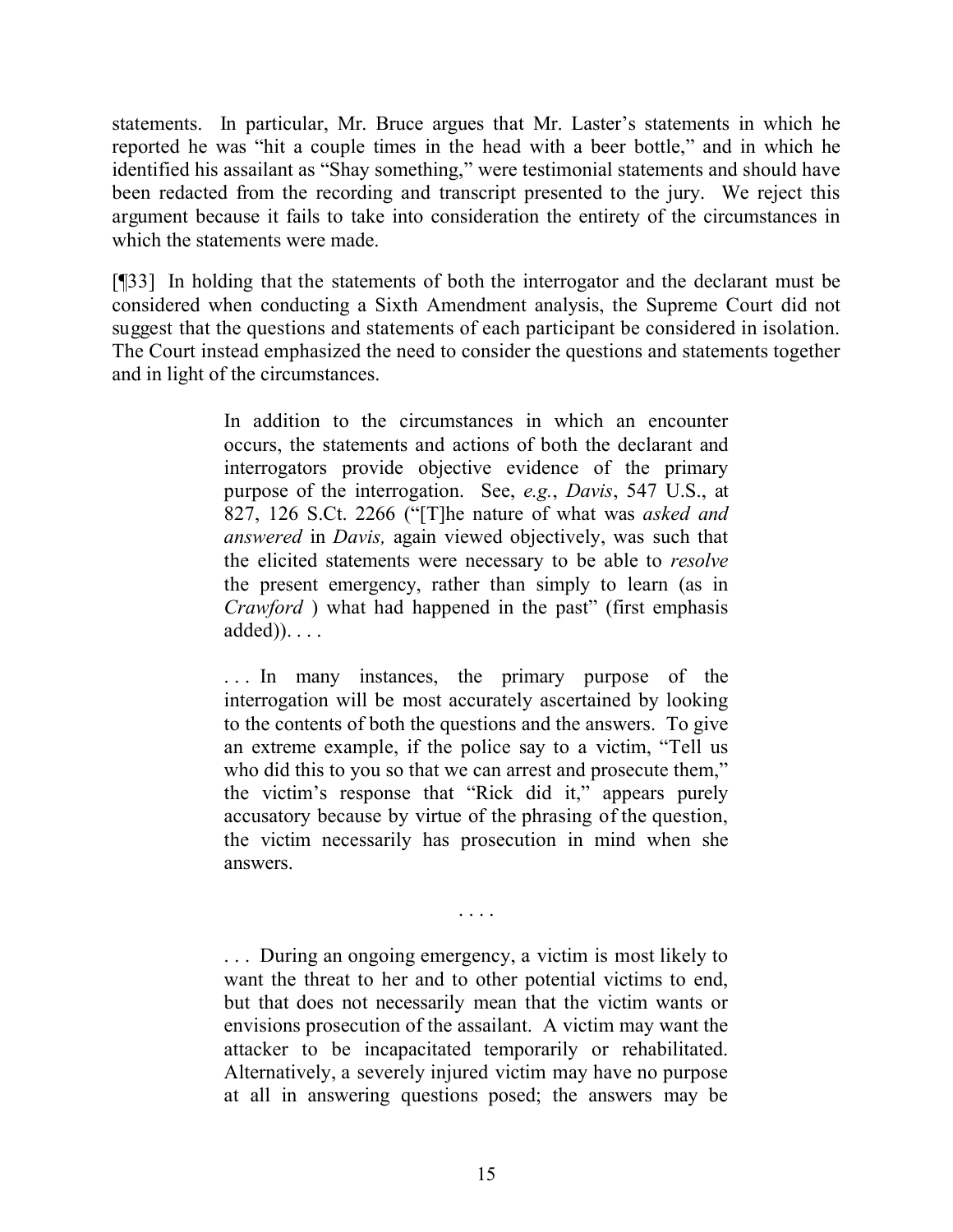statements. In particular, Mr. Bruce argues that Mr. Laster's statements in which he reported he was "hit a couple times in the head with a beer bottle," and in which he identified his assailant as "Shay something," were testimonial statements and should have been redacted from the recording and transcript presented to the jury. We reject this argument because it fails to take into consideration the entirety of the circumstances in which the statements were made.

[¶33] In holding that the statements of both the interrogator and the declarant must be considered when conducting a Sixth Amendment analysis, the Supreme Court did not suggest that the questions and statements of each participant be considered in isolation. The Court instead emphasized the need to consider the questions and statements together and in light of the circumstances.

> In addition to the circumstances in which an encounter occurs, the statements and actions of both the declarant and interrogators provide objective evidence of the primary purpose of the interrogation. See, *e.g.*, *Davis*, 547 U.S., at 827, 126 S.Ct. 2266 ("[T]he nature of what was *asked and answered* in *Davis,* again viewed objectively, was such that the elicited statements were necessary to be able to *resolve* the present emergency, rather than simply to learn (as in *Crawford* ) what had happened in the past" (first emphasis added)). . . .
>
> . . . In many instances, the primary purpose of the interrogation will be most accurately ascertained by looking to the contents of both the questions and the answers. To give an extreme example, if the police say to a victim, "Tell us who did this to you so that we can arrest and prosecute them," the victim's response that "Rick did it," appears purely accusatory because by virtue of the phrasing of the question, the victim necessarily has prosecution in mind when she answers.
>
> . . . .
>
> . . . During an ongoing emergency, a victim is most likely to want the threat to her and to other potential victims to end, but that does not necessarily mean that the victim wants or envisions prosecution of the assailant. A victim may want the attacker to be incapacitated temporarily or rehabilitated. Alternatively, a severely injured victim may have no purpose at all in answering questions posed; the answers may be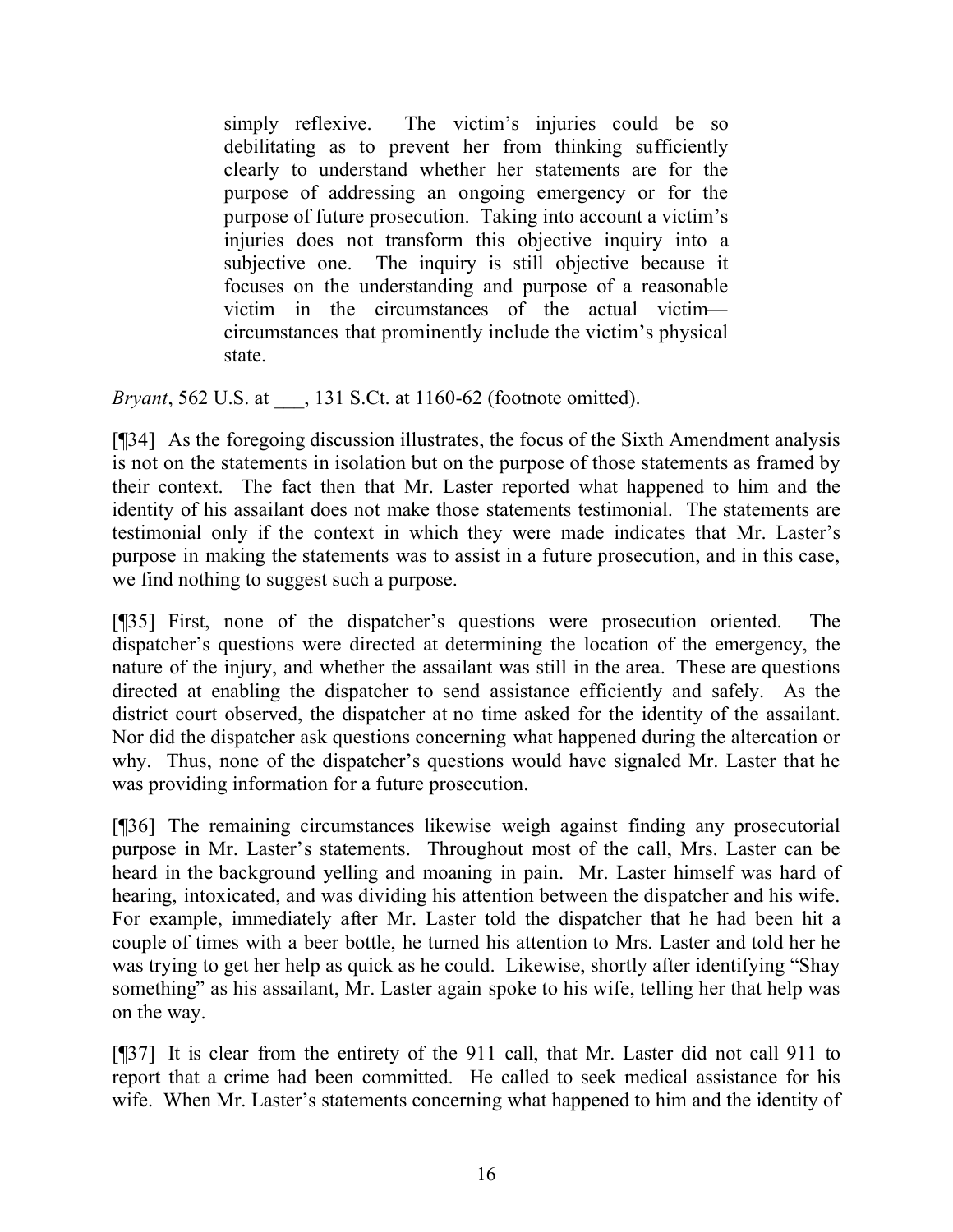> simply reflexive. The victim's injuries could be so debilitating as to prevent her from thinking sufficiently clearly to understand whether her statements are for the purpose of addressing an ongoing emergency or for the purpose of future prosecution. Taking into account a victim's injuries does not transform this objective inquiry into a subjective one. The inquiry is still objective because it focuses on the understanding and purpose of a reasonable victim in the circumstances of the actual victim—circumstances that prominently include the victim's physical state.

*Bryant*, 562 U.S. at ___, 131 S.Ct. at 1160-62 (footnote omitted).

[¶34] As the foregoing discussion illustrates, the focus of the Sixth Amendment analysis is not on the statements in isolation but on the purpose of those statements as framed by their context. The fact then that Mr. Laster reported what happened to him and the identity of his assailant does not make those statements testimonial. The statements are testimonial only if the context in which they were made indicates that Mr. Laster's purpose in making the statements was to assist in a future prosecution, and in this case, we find nothing to suggest such a purpose.

[¶35] First, none of the dispatcher's questions were prosecution oriented. The dispatcher's questions were directed at determining the location of the emergency, the nature of the injury, and whether the assailant was still in the area. These are questions directed at enabling the dispatcher to send assistance efficiently and safely. As the district court observed, the dispatcher at no time asked for the identity of the assailant. Nor did the dispatcher ask questions concerning what happened during the altercation or why. Thus, none of the dispatcher's questions would have signaled Mr. Laster that he was providing information for a future prosecution.

[¶36] The remaining circumstances likewise weigh against finding any prosecutorial purpose in Mr. Laster's statements. Throughout most of the call, Mrs. Laster can be heard in the background yelling and moaning in pain. Mr. Laster himself was hard of hearing, intoxicated, and was dividing his attention between the dispatcher and his wife. For example, immediately after Mr. Laster told the dispatcher that he had been hit a couple of times with a beer bottle, he turned his attention to Mrs. Laster and told her he was trying to get her help as quick as he could. Likewise, shortly after identifying "Shay something" as his assailant, Mr. Laster again spoke to his wife, telling her that help was on the way.

[¶37] It is clear from the entirety of the 911 call, that Mr. Laster did not call 911 to report that a crime had been committed. He called to seek medical assistance for his wife. When Mr. Laster's statements concerning what happened to him and the identity of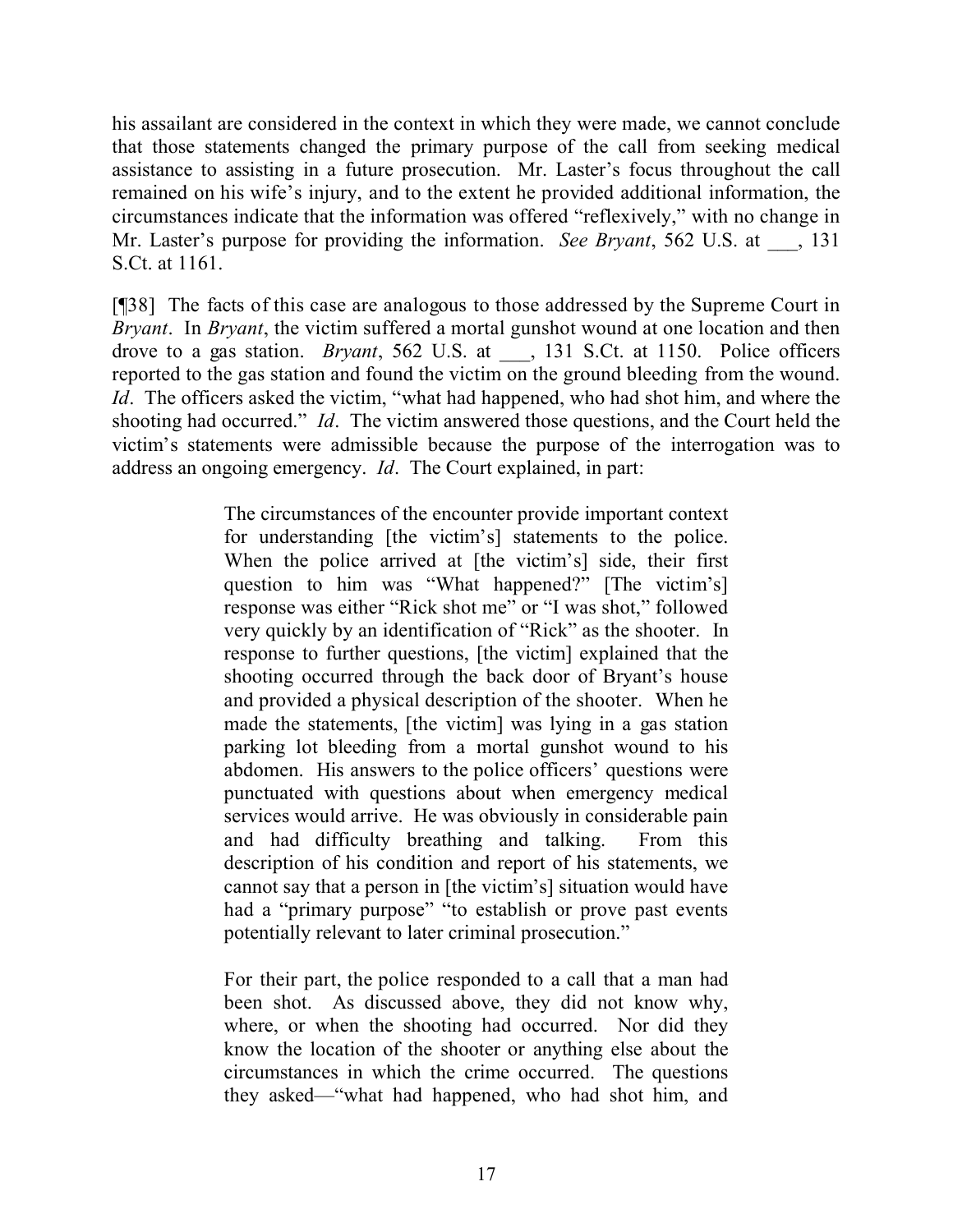his assailant are considered in the context in which they were made, we cannot conclude that those statements changed the primary purpose of the call from seeking medical assistance to assisting in a future prosecution. Mr. Laster's focus throughout the call remained on his wife's injury, and to the extent he provided additional information, the circumstances indicate that the information was offered "reflexively," with no change in Mr. Laster's purpose for providing the information. *See Bryant*, 562 U.S. at ___, 131 S.Ct. at 1161.

[¶38] The facts of this case are analogous to those addressed by the Supreme Court in *Bryant*. In *Bryant*, the victim suffered a mortal gunshot wound at one location and then drove to a gas station. *Bryant*, 562 U.S. at ___, 131 S.Ct. at 1150. Police officers reported to the gas station and found the victim on the ground bleeding from the wound. *Id*. The officers asked the victim, "what had happened, who had shot him, and where the shooting had occurred." *Id*. The victim answered those questions, and the Court held the victim's statements were admissible because the purpose of the interrogation was to address an ongoing emergency. *Id*. The Court explained, in part:

> The circumstances of the encounter provide important context for understanding [the victim's] statements to the police. When the police arrived at [the victim's] side, their first question to him was "What happened?" [The victim's] response was either "Rick shot me" or "I was shot," followed very quickly by an identification of "Rick" as the shooter. In response to further questions, [the victim] explained that the shooting occurred through the back door of Bryant's house and provided a physical description of the shooter. When he made the statements, [the victim] was lying in a gas station parking lot bleeding from a mortal gunshot wound to his abdomen. His answers to the police officers' questions were punctuated with questions about when emergency medical services would arrive. He was obviously in considerable pain and had difficulty breathing and talking. From this description of his condition and report of his statements, we cannot say that a person in [the victim's] situation would have had a "primary purpose" "to establish or prove past events potentially relevant to later criminal prosecution."
>
> For their part, the police responded to a call that a man had been shot. As discussed above, they did not know why, where, or when the shooting had occurred. Nor did they know the location of the shooter or anything else about the circumstances in which the crime occurred. The questions they asked—"what had happened, who had shot him, and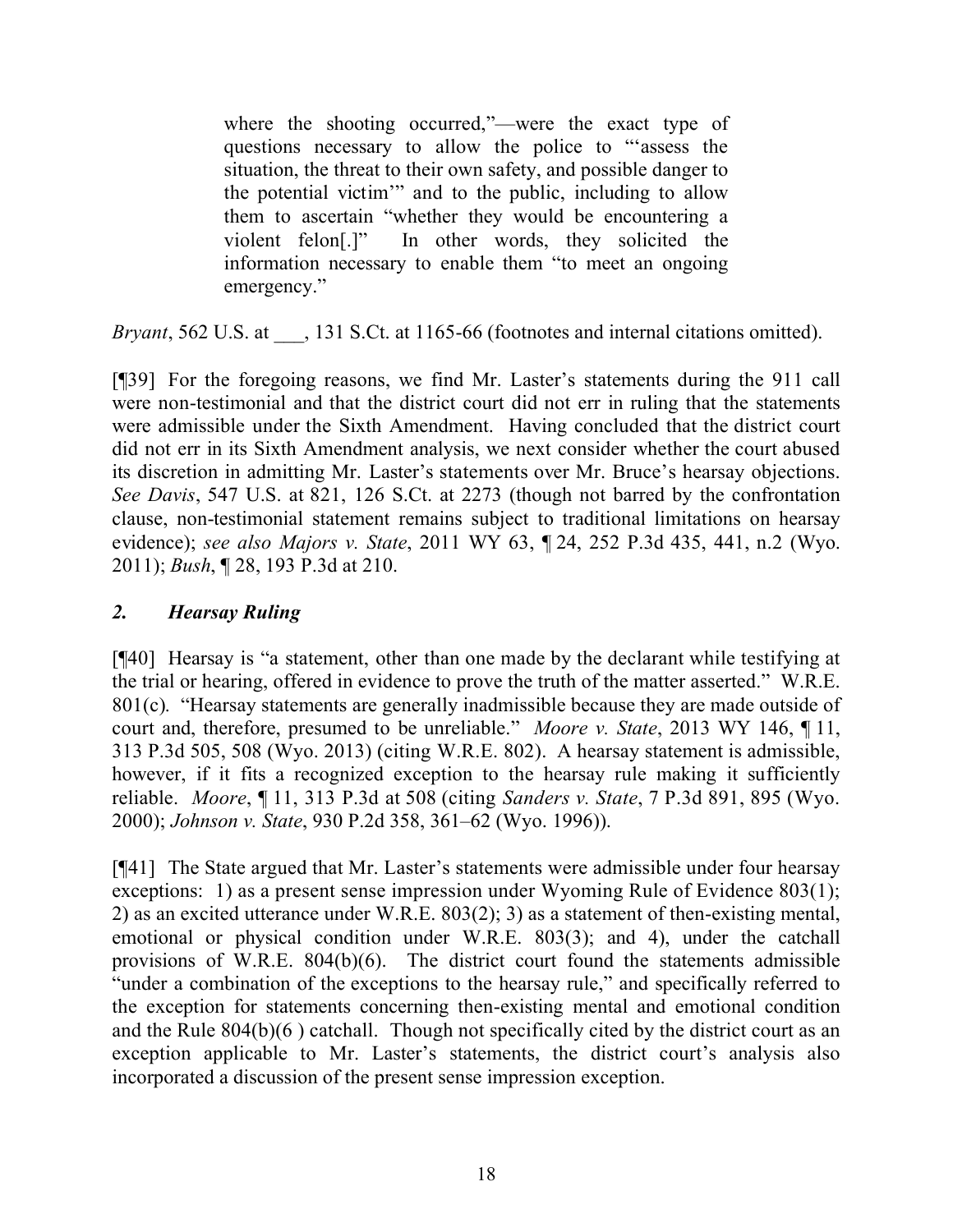> where the shooting occurred,"—were the exact type of questions necessary to allow the police to "'assess the situation, the threat to their own safety, and possible danger to the potential victim'" and to the public, including to allow them to ascertain "whether they would be encountering a violent felon[.]" In other words, they solicited the information necessary to enable them "to meet an ongoing emergency."

*Bryant*, 562 U.S. at ___, 131 S.Ct. at 1165-66 (footnotes and internal citations omitted).

[¶39] For the foregoing reasons, we find Mr. Laster's statements during the 911 call were non-testimonial and that the district court did not err in ruling that the statements were admissible under the Sixth Amendment. Having concluded that the district court did not err in its Sixth Amendment analysis, we next consider whether the court abused its discretion in admitting Mr. Laster's statements over Mr. Bruce's hearsay objections. *See Davis*, 547 U.S. at 821, 126 S.Ct. at 2273 (though not barred by the confrontation clause, non-testimonial statement remains subject to traditional limitations on hearsay evidence); *see also Majors v. State*, 2011 WY 63, ¶ 24, 252 P.3d 435, 441, n.2 (Wyo. 2011); *Bush*, ¶ 28, 193 P.3d at 210.

## *2. Hearsay Ruling*

[¶40] Hearsay is "a statement, other than one made by the declarant while testifying at the trial or hearing, offered in evidence to prove the truth of the matter asserted." W.R.E. 801(c). "Hearsay statements are generally inadmissible because they are made outside of court and, therefore, presumed to be unreliable." *Moore v. State*, 2013 WY 146, ¶ 11, 313 P.3d 505, 508 (Wyo. 2013) (citing W.R.E. 802). A hearsay statement is admissible, however, if it fits a recognized exception to the hearsay rule making it sufficiently reliable. *Moore*, ¶ 11, 313 P.3d at 508 (citing *Sanders v. State*, 7 P.3d 891, 895 (Wyo. 2000); *Johnson v. State*, 930 P.2d 358, 361–62 (Wyo. 1996)).

[¶41] The State argued that Mr. Laster's statements were admissible under four hearsay exceptions: 1) as a present sense impression under Wyoming Rule of Evidence 803(1); 2) as an excited utterance under W.R.E. 803(2); 3) as a statement of then-existing mental, emotional or physical condition under W.R.E. 803(3); and 4), under the catchall provisions of W.R.E. 804(b)(6). The district court found the statements admissible "under a combination of the exceptions to the hearsay rule," and specifically referred to the exception for statements concerning then-existing mental and emotional condition and the Rule 804(b)(6 ) catchall. Though not specifically cited by the district court as an exception applicable to Mr. Laster's statements, the district court's analysis also incorporated a discussion of the present sense impression exception.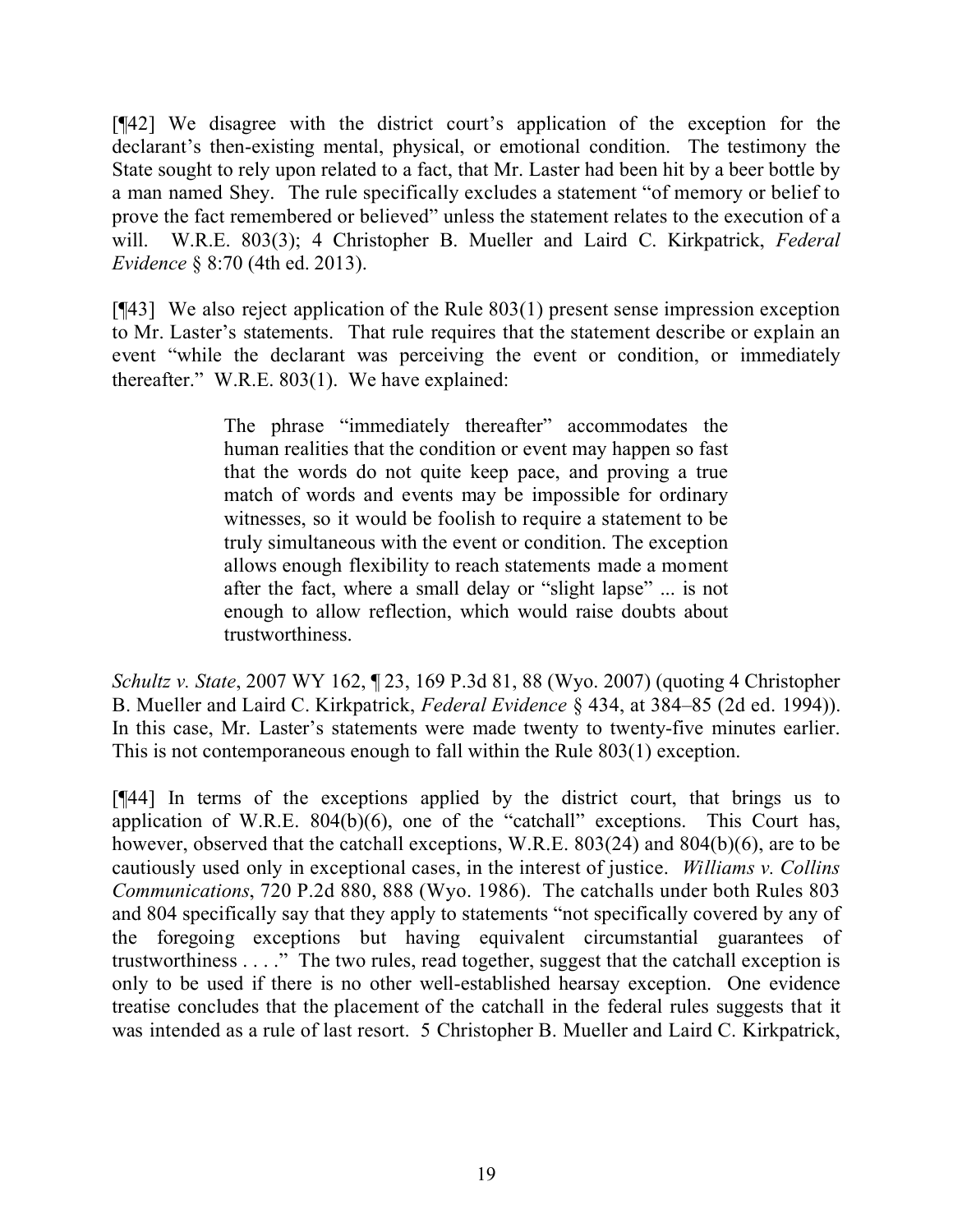[¶42] We disagree with the district court's application of the exception for the declarant's then-existing mental, physical, or emotional condition. The testimony the State sought to rely upon related to a fact, that Mr. Laster had been hit by a beer bottle by a man named Shey. The rule specifically excludes a statement "of memory or belief to prove the fact remembered or believed" unless the statement relates to the execution of a will. W.R.E. 803(3); 4 Christopher B. Mueller and Laird C. Kirkpatrick, *Federal Evidence* § 8:70 (4th ed. 2013).

[¶43] We also reject application of the Rule 803(1) present sense impression exception to Mr. Laster's statements. That rule requires that the statement describe or explain an event "while the declarant was perceiving the event or condition, or immediately thereafter." W.R.E. 803(1). We have explained:

> The phrase "immediately thereafter" accommodates the human realities that the condition or event may happen so fast that the words do not quite keep pace, and proving a true match of words and events may be impossible for ordinary witnesses, so it would be foolish to require a statement to be truly simultaneous with the event or condition. The exception allows enough flexibility to reach statements made a moment after the fact, where a small delay or "slight lapse" ... is not enough to allow reflection, which would raise doubts about trustworthiness.

*Schultz v. State*, 2007 WY 162, ¶ 23, 169 P.3d 81, 88 (Wyo. 2007) (quoting 4 Christopher B. Mueller and Laird C. Kirkpatrick, *Federal Evidence* § 434, at 384–85 (2d ed. 1994)). In this case, Mr. Laster's statements were made twenty to twenty-five minutes earlier. This is not contemporaneous enough to fall within the Rule 803(1) exception.

[¶44] In terms of the exceptions applied by the district court, that brings us to application of W.R.E. 804(b)(6), one of the "catchall" exceptions. This Court has, however, observed that the catchall exceptions, W.R.E. 803(24) and 804(b)(6), are to be cautiously used only in exceptional cases, in the interest of justice. *Williams v. Collins Communications*, 720 P.2d 880, 888 (Wyo. 1986). The catchalls under both Rules 803 and 804 specifically say that they apply to statements "not specifically covered by any of the foregoing exceptions but having equivalent circumstantial guarantees of trustworthiness . . . ." The two rules, read together, suggest that the catchall exception is only to be used if there is no other well-established hearsay exception. One evidence treatise concludes that the placement of the catchall in the federal rules suggests that it was intended as a rule of last resort. 5 Christopher B. Mueller and Laird C. Kirkpatrick,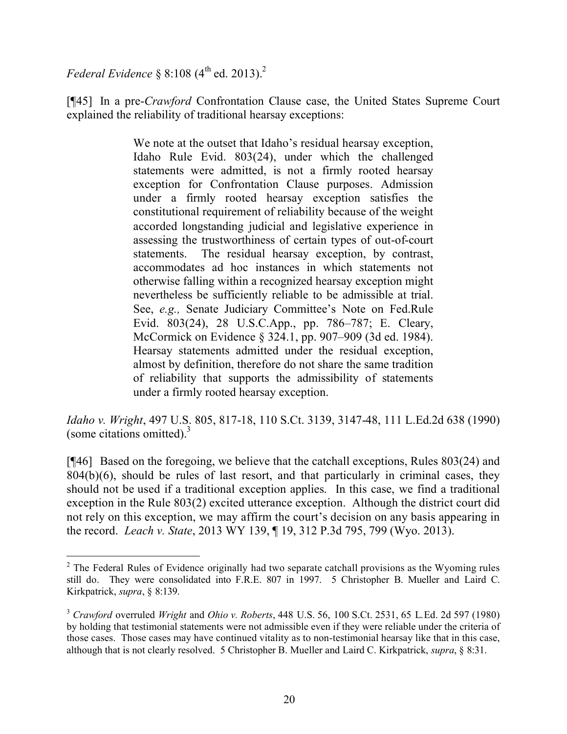*Federal Evidence* § 8:108 (4th ed. 2013).[2]

[¶45] In a pre-*Crawford* Confrontation Clause case, the United States Supreme Court explained the reliability of traditional hearsay exceptions:

> We note at the outset that Idaho's residual hearsay exception, Idaho Rule Evid. 803(24), under which the challenged statements were admitted, is not a firmly rooted hearsay exception for Confrontation Clause purposes. Admission under a firmly rooted hearsay exception satisfies the constitutional requirement of reliability because of the weight accorded longstanding judicial and legislative experience in assessing the trustworthiness of certain types of out-of-court statements. The residual hearsay exception, by contrast, accommodates ad hoc instances in which statements not otherwise falling within a recognized hearsay exception might nevertheless be sufficiently reliable to be admissible at trial. See, *e.g.,* Senate Judiciary Committee's Note on Fed.Rule Evid. 803(24), 28 U.S.C.App., pp. 786–787; E. Cleary, McCormick on Evidence § 324.1, pp. 907–909 (3d ed. 1984). Hearsay statements admitted under the residual exception, almost by definition, therefore do not share the same tradition of reliability that supports the admissibility of statements under a firmly rooted hearsay exception.

*Idaho v. Wright*, 497 U.S. 805, 817-18, 110 S.Ct. 3139, 3147-48, 111 L.Ed.2d 638 (1990) (some citations omitted).[3]

[¶46] Based on the foregoing, we believe that the catchall exceptions, Rules 803(24) and 804(b)(6), should be rules of last resort, and that particularly in criminal cases, they should not be used if a traditional exception applies. In this case, we find a traditional exception in the Rule 803(2) excited utterance exception. Although the district court did not rely on this exception, we may affirm the court's decision on any basis appearing in the record. *Leach v. State*, 2013 WY 139, ¶ 19, 312 P.3d 795, 799 (Wyo. 2013).

---

[2] The Federal Rules of Evidence originally had two separate catchall provisions as the Wyoming rules still do. They were consolidated into F.R.E. 807 in 1997. 5 Christopher B. Mueller and Laird C. Kirkpatrick, *supra*, § 8:139.

[3] *Crawford* overruled *Wright* and *Ohio v. Roberts*, 448 U.S. 56, 100 S.Ct. 2531, 65 L.Ed. 2d 597 (1980) by holding that testimonial statements were not admissible even if they were reliable under the criteria of those cases. Those cases may have continued vitality as to non-testimonial hearsay like that in this case, although that is not clearly resolved. 5 Christopher B. Mueller and Laird C. Kirkpatrick, *supra*, § 8:31.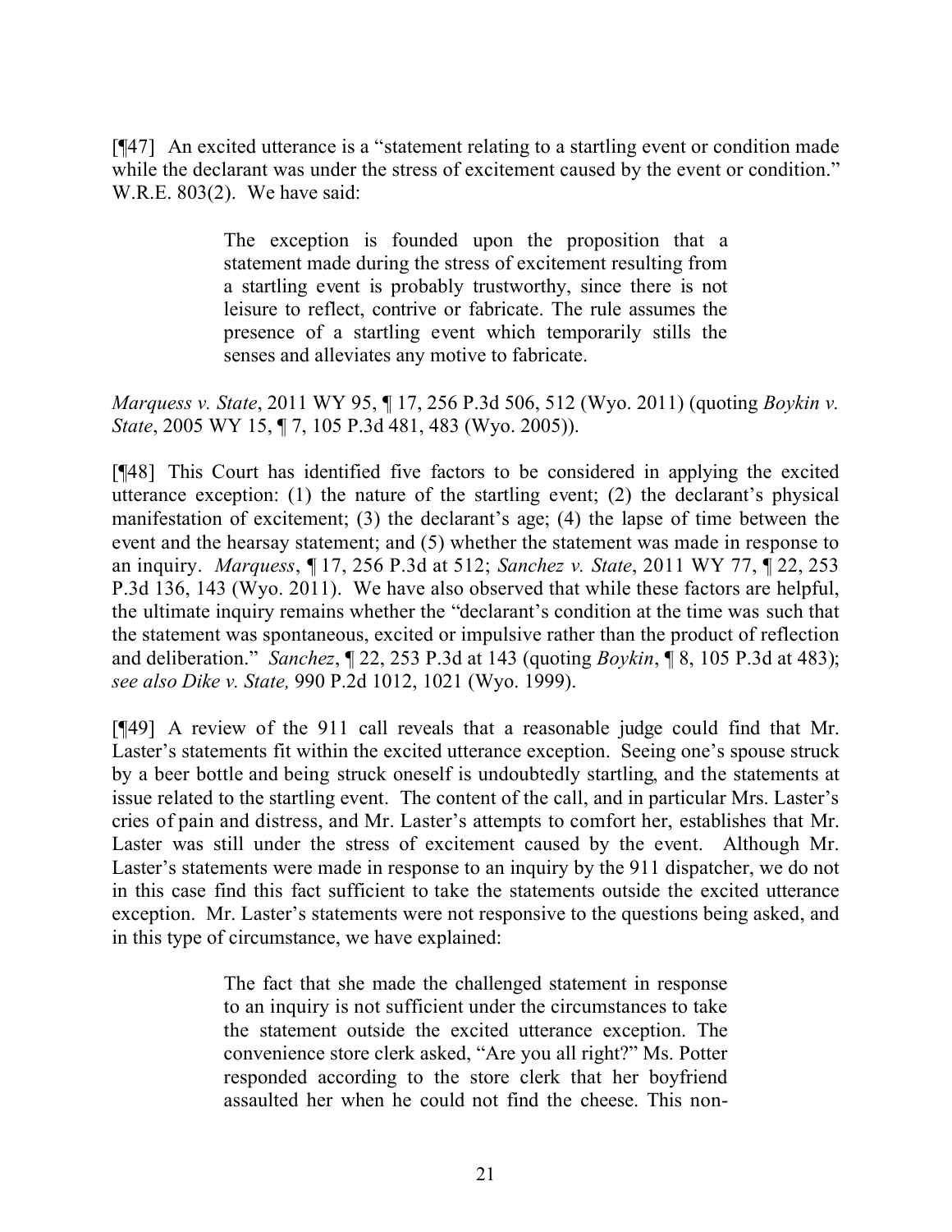[¶47] An excited utterance is a "statement relating to a startling event or condition made while the declarant was under the stress of excitement caused by the event or condition." W.R.E. 803(2). We have said:

> The exception is founded upon the proposition that a statement made during the stress of excitement resulting from a startling event is probably trustworthy, since there is not leisure to reflect, contrive or fabricate. The rule assumes the presence of a startling event which temporarily stills the senses and alleviates any motive to fabricate.

*Marquess v. State*, 2011 WY 95, ¶ 17, 256 P.3d 506, 512 (Wyo. 2011) (quoting *Boykin v. State*, 2005 WY 15, ¶ 7, 105 P.3d 481, 483 (Wyo. 2005)).

[¶48] This Court has identified five factors to be considered in applying the excited utterance exception: (1) the nature of the startling event; (2) the declarant's physical manifestation of excitement; (3) the declarant's age; (4) the lapse of time between the event and the hearsay statement; and (5) whether the statement was made in response to an inquiry. *Marquess*, ¶ 17, 256 P.3d at 512; *Sanchez v. State*, 2011 WY 77, ¶ 22, 253 P.3d 136, 143 (Wyo. 2011). We have also observed that while these factors are helpful, the ultimate inquiry remains whether the "declarant's condition at the time was such that the statement was spontaneous, excited or impulsive rather than the product of reflection and deliberation." *Sanchez*, ¶ 22, 253 P.3d at 143 (quoting *Boykin*, ¶ 8, 105 P.3d at 483); *see also Dike v. State,* 990 P.2d 1012, 1021 (Wyo. 1999).

[¶49] A review of the 911 call reveals that a reasonable judge could find that Mr. Laster's statements fit within the excited utterance exception. Seeing one's spouse struck by a beer bottle and being struck oneself is undoubtedly startling, and the statements at issue related to the startling event. The content of the call, and in particular Mrs. Laster's cries of pain and distress, and Mr. Laster's attempts to comfort her, establishes that Mr. Laster was still under the stress of excitement caused by the event. Although Mr. Laster's statements were made in response to an inquiry by the 911 dispatcher, we do not in this case find this fact sufficient to take the statements outside the excited utterance exception. Mr. Laster's statements were not responsive to the questions being asked, and in this type of circumstance, we have explained:

> The fact that she made the challenged statement in response to an inquiry is not sufficient under the circumstances to take the statement outside the excited utterance exception. The convenience store clerk asked, "Are you all right?" Ms. Potter responded according to the store clerk that her boyfriend assaulted her when he could not find the cheese. This non-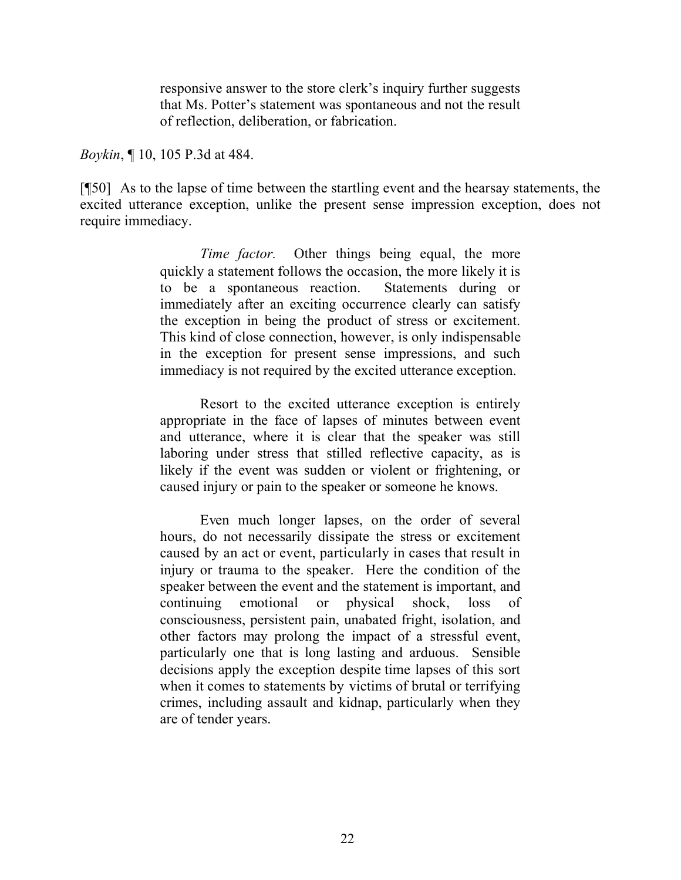> responsive answer to the store clerk's inquiry further suggests that Ms. Potter's statement was spontaneous and not the result of reflection, deliberation, or fabrication.

*Boykin*, ¶ 10, 105 P.3d at 484.

[¶50] As to the lapse of time between the startling event and the hearsay statements, the excited utterance exception, unlike the present sense impression exception, does not require immediacy.

> *Time factor.* Other things being equal, the more quickly a statement follows the occasion, the more likely it is to be a spontaneous reaction. Statements during or immediately after an exciting occurrence clearly can satisfy the exception in being the product of stress or excitement. This kind of close connection, however, is only indispensable in the exception for present sense impressions, and such immediacy is not required by the excited utterance exception.
>
> Resort to the excited utterance exception is entirely appropriate in the face of lapses of minutes between event and utterance, where it is clear that the speaker was still laboring under stress that stilled reflective capacity, as is likely if the event was sudden or violent or frightening, or caused injury or pain to the speaker or someone he knows.
>
> Even much longer lapses, on the order of several hours, do not necessarily dissipate the stress or excitement caused by an act or event, particularly in cases that result in injury or trauma to the speaker. Here the condition of the speaker between the event and the statement is important, and continuing emotional or physical shock, loss of consciousness, persistent pain, unabated fright, isolation, and other factors may prolong the impact of a stressful event, particularly one that is long lasting and arduous. Sensible decisions apply the exception despite time lapses of this sort when it comes to statements by victims of brutal or terrifying crimes, including assault and kidnap, particularly when they are of tender years.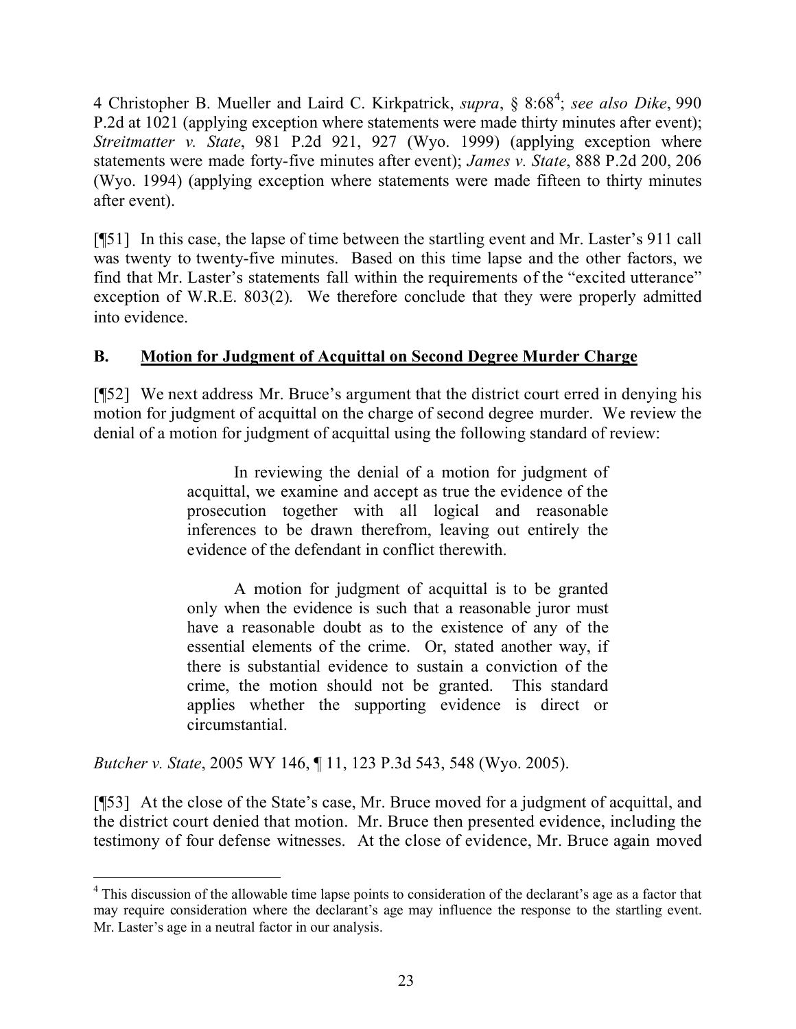4 Christopher B. Mueller and Laird C. Kirkpatrick, *supra*, § 8:68[4]; *see also Dike*, 990 P.2d at 1021 (applying exception where statements were made thirty minutes after event); *Streitmatter v. State*, 981 P.2d 921, 927 (Wyo. 1999) (applying exception where statements were made forty-five minutes after event); *James v. State*, 888 P.2d 200, 206 (Wyo. 1994) (applying exception where statements were made fifteen to thirty minutes after event).

[¶51] In this case, the lapse of time between the startling event and Mr. Laster's 911 call was twenty to twenty-five minutes. Based on this time lapse and the other factors, we find that Mr. Laster's statements fall within the requirements of the "excited utterance" exception of W.R.E. 803(2). We therefore conclude that they were properly admitted into evidence.

## B. <u>Motion for Judgment of Acquittal on Second Degree Murder Charge</u>

[¶52] We next address Mr. Bruce's argument that the district court erred in denying his motion for judgment of acquittal on the charge of second degree murder. We review the denial of a motion for judgment of acquittal using the following standard of review:

> In reviewing the denial of a motion for judgment of acquittal, we examine and accept as true the evidence of the prosecution together with all logical and reasonable inferences to be drawn therefrom, leaving out entirely the evidence of the defendant in conflict therewith.
>
> A motion for judgment of acquittal is to be granted only when the evidence is such that a reasonable juror must have a reasonable doubt as to the existence of any of the essential elements of the crime. Or, stated another way, if there is substantial evidence to sustain a conviction of the crime, the motion should not be granted. This standard applies whether the supporting evidence is direct or circumstantial.

*Butcher v. State*, 2005 WY 146, ¶ 11, 123 P.3d 543, 548 (Wyo. 2005).

[¶53] At the close of the State's case, Mr. Bruce moved for a judgment of acquittal, and the district court denied that motion. Mr. Bruce then presented evidence, including the testimony of four defense witnesses. At the close of evidence, Mr. Bruce again moved

---

[4] This discussion of the allowable time lapse points to consideration of the declarant's age as a factor that may require consideration where the declarant's age may influence the response to the startling event. Mr. Laster's age in a neutral factor in our analysis.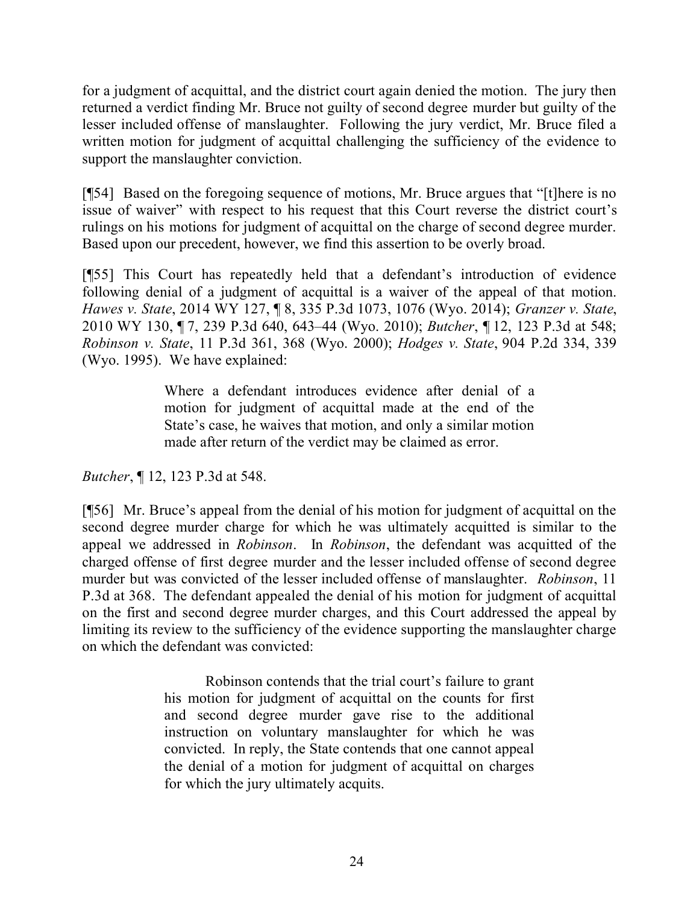for a judgment of acquittal, and the district court again denied the motion. The jury then returned a verdict finding Mr. Bruce not guilty of second degree murder but guilty of the lesser included offense of manslaughter. Following the jury verdict, Mr. Bruce filed a written motion for judgment of acquittal challenging the sufficiency of the evidence to support the manslaughter conviction.

[¶54] Based on the foregoing sequence of motions, Mr. Bruce argues that "[t]here is no issue of waiver" with respect to his request that this Court reverse the district court's rulings on his motions for judgment of acquittal on the charge of second degree murder. Based upon our precedent, however, we find this assertion to be overly broad.

[¶55] This Court has repeatedly held that a defendant's introduction of evidence following denial of a judgment of acquittal is a waiver of the appeal of that motion. *Hawes v. State*, 2014 WY 127, ¶ 8, 335 P.3d 1073, 1076 (Wyo. 2014); *Granzer v. State*, 2010 WY 130, ¶ 7, 239 P.3d 640, 643–44 (Wyo. 2010); *Butcher*, ¶ 12, 123 P.3d at 548; *Robinson v. State*, 11 P.3d 361, 368 (Wyo. 2000); *Hodges v. State*, 904 P.2d 334, 339 (Wyo. 1995). We have explained:

> Where a defendant introduces evidence after denial of a motion for judgment of acquittal made at the end of the State's case, he waives that motion, and only a similar motion made after return of the verdict may be claimed as error.

*Butcher*, ¶ 12, 123 P.3d at 548.

[¶56] Mr. Bruce's appeal from the denial of his motion for judgment of acquittal on the second degree murder charge for which he was ultimately acquitted is similar to the appeal we addressed in *Robinson*. In *Robinson*, the defendant was acquitted of the charged offense of first degree murder and the lesser included offense of second degree murder but was convicted of the lesser included offense of manslaughter. *Robinson*, 11 P.3d at 368. The defendant appealed the denial of his motion for judgment of acquittal on the first and second degree murder charges, and this Court addressed the appeal by limiting its review to the sufficiency of the evidence supporting the manslaughter charge on which the defendant was convicted:

> Robinson contends that the trial court's failure to grant his motion for judgment of acquittal on the counts for first and second degree murder gave rise to the additional instruction on voluntary manslaughter for which he was convicted. In reply, the State contends that one cannot appeal the denial of a motion for judgment of acquittal on charges for which the jury ultimately acquits.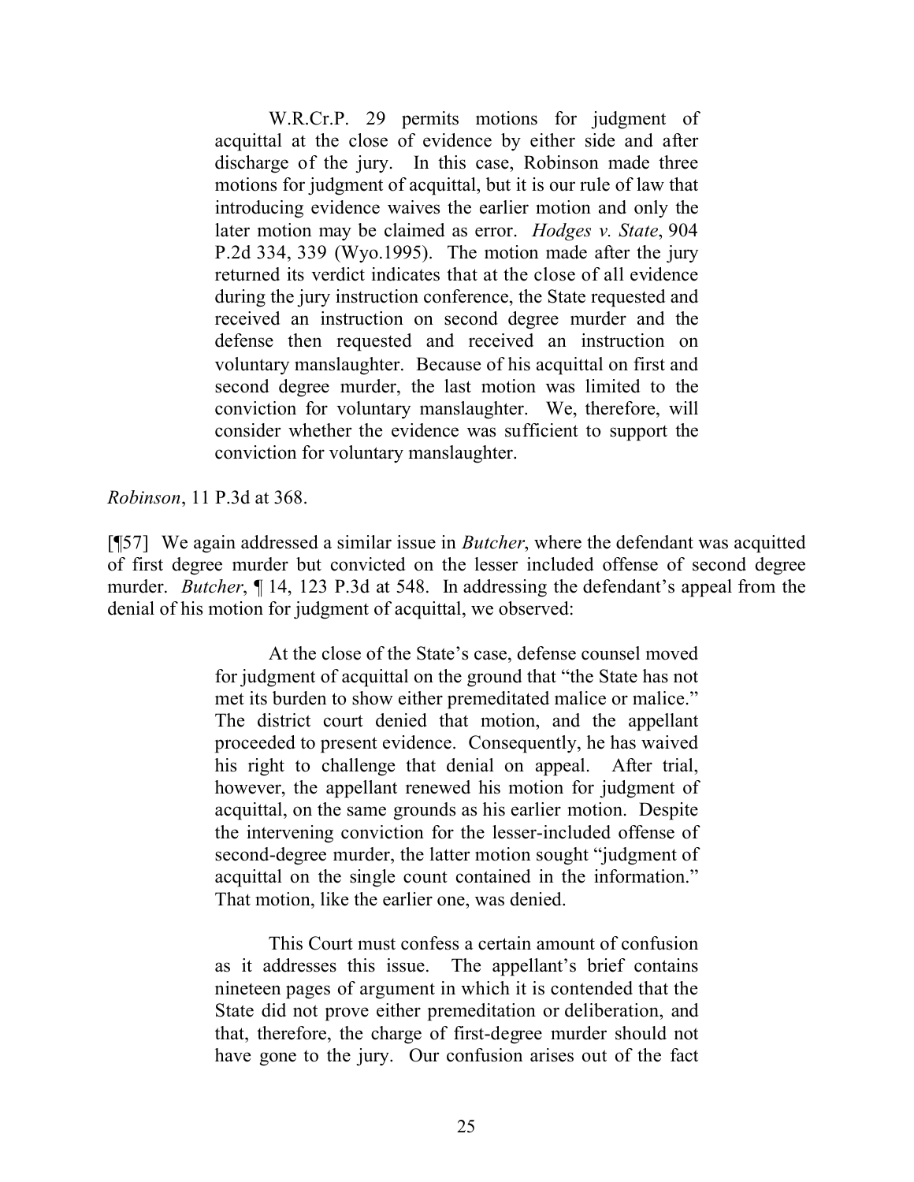> W.R.Cr.P. 29 permits motions for judgment of acquittal at the close of evidence by either side and after discharge of the jury. In this case, Robinson made three motions for judgment of acquittal, but it is our rule of law that introducing evidence waives the earlier motion and only the later motion may be claimed as error. *Hodges v. State*, 904 P.2d 334, 339 (Wyo.1995). The motion made after the jury returned its verdict indicates that at the close of all evidence during the jury instruction conference, the State requested and received an instruction on second degree murder and the defense then requested and received an instruction on voluntary manslaughter. Because of his acquittal on first and second degree murder, the last motion was limited to the conviction for voluntary manslaughter. We, therefore, will consider whether the evidence was sufficient to support the conviction for voluntary manslaughter.

*Robinson*, 11 P.3d at 368.

[¶57] We again addressed a similar issue in *Butcher*, where the defendant was acquitted of first degree murder but convicted on the lesser included offense of second degree murder. *Butcher*, ¶ 14, 123 P.3d at 548. In addressing the defendant's appeal from the denial of his motion for judgment of acquittal, we observed:

> At the close of the State's case, defense counsel moved for judgment of acquittal on the ground that "the State has not met its burden to show either premeditated malice or malice." The district court denied that motion, and the appellant proceeded to present evidence. Consequently, he has waived his right to challenge that denial on appeal. After trial, however, the appellant renewed his motion for judgment of acquittal, on the same grounds as his earlier motion. Despite the intervening conviction for the lesser-included offense of second-degree murder, the latter motion sought "judgment of acquittal on the single count contained in the information." That motion, like the earlier one, was denied.
>
> This Court must confess a certain amount of confusion as it addresses this issue. The appellant's brief contains nineteen pages of argument in which it is contended that the State did not prove either premeditation or deliberation, and that, therefore, the charge of first-degree murder should not have gone to the jury. Our confusion arises out of the fact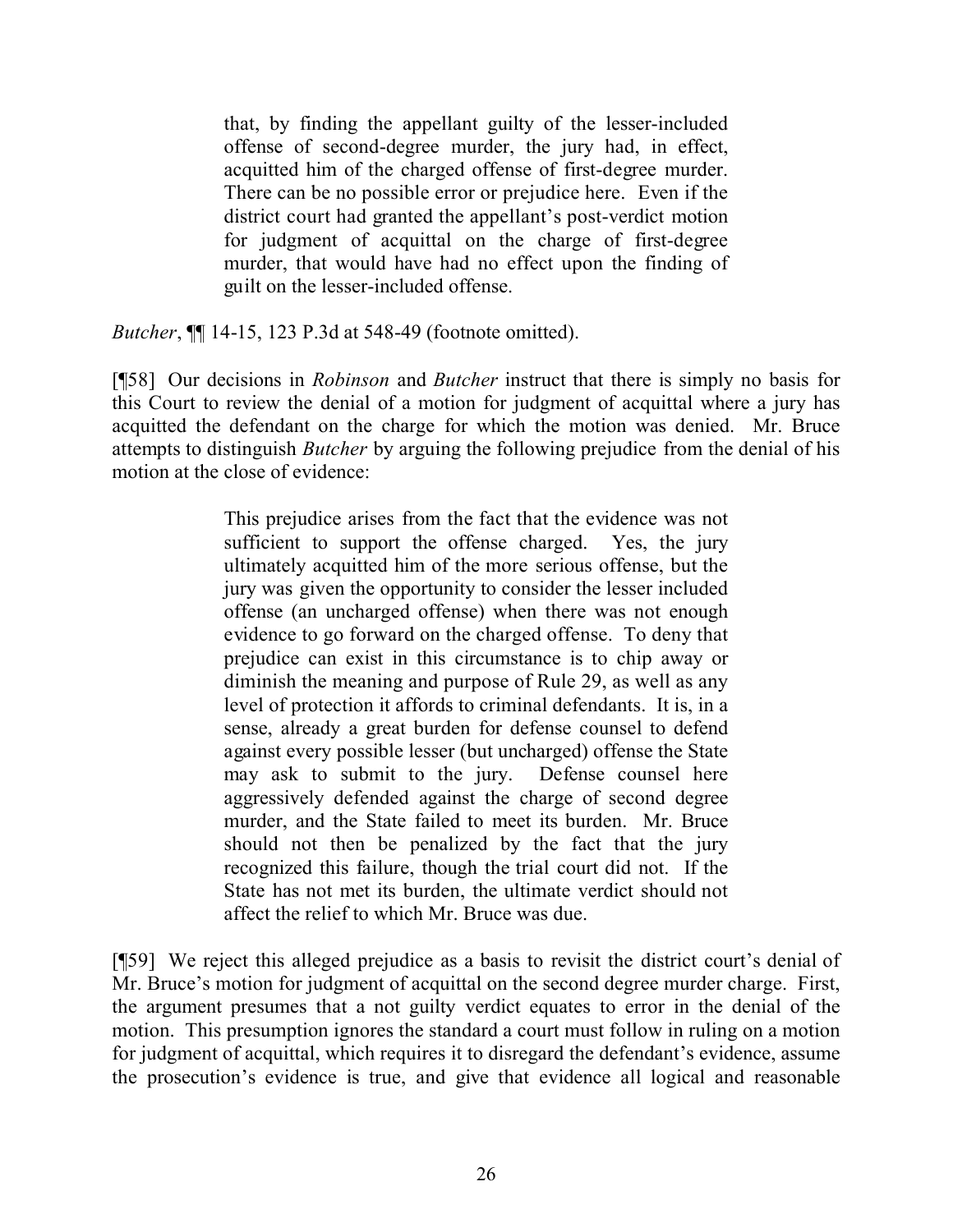> that, by finding the appellant guilty of the lesser-included offense of second-degree murder, the jury had, in effect, acquitted him of the charged offense of first-degree murder. There can be no possible error or prejudice here. Even if the district court had granted the appellant's post-verdict motion for judgment of acquittal on the charge of first-degree murder, that would have had no effect upon the finding of guilt on the lesser-included offense.

*Butcher*, ¶¶ 14-15, 123 P.3d at 548-49 (footnote omitted).

[¶58] Our decisions in *Robinson* and *Butcher* instruct that there is simply no basis for this Court to review the denial of a motion for judgment of acquittal where a jury has acquitted the defendant on the charge for which the motion was denied. Mr. Bruce attempts to distinguish *Butcher* by arguing the following prejudice from the denial of his motion at the close of evidence:

> This prejudice arises from the fact that the evidence was not sufficient to support the offense charged. Yes, the jury ultimately acquitted him of the more serious offense, but the jury was given the opportunity to consider the lesser included offense (an uncharged offense) when there was not enough evidence to go forward on the charged offense. To deny that prejudice can exist in this circumstance is to chip away or diminish the meaning and purpose of Rule 29, as well as any level of protection it affords to criminal defendants. It is, in a sense, already a great burden for defense counsel to defend against every possible lesser (but uncharged) offense the State may ask to submit to the jury. Defense counsel here aggressively defended against the charge of second degree murder, and the State failed to meet its burden. Mr. Bruce should not then be penalized by the fact that the jury recognized this failure, though the trial court did not. If the State has not met its burden, the ultimate verdict should not affect the relief to which Mr. Bruce was due.

[¶59] We reject this alleged prejudice as a basis to revisit the district court's denial of Mr. Bruce's motion for judgment of acquittal on the second degree murder charge. First, the argument presumes that a not guilty verdict equates to error in the denial of the motion. This presumption ignores the standard a court must follow in ruling on a motion for judgment of acquittal, which requires it to disregard the defendant's evidence, assume the prosecution's evidence is true, and give that evidence all logical and reasonable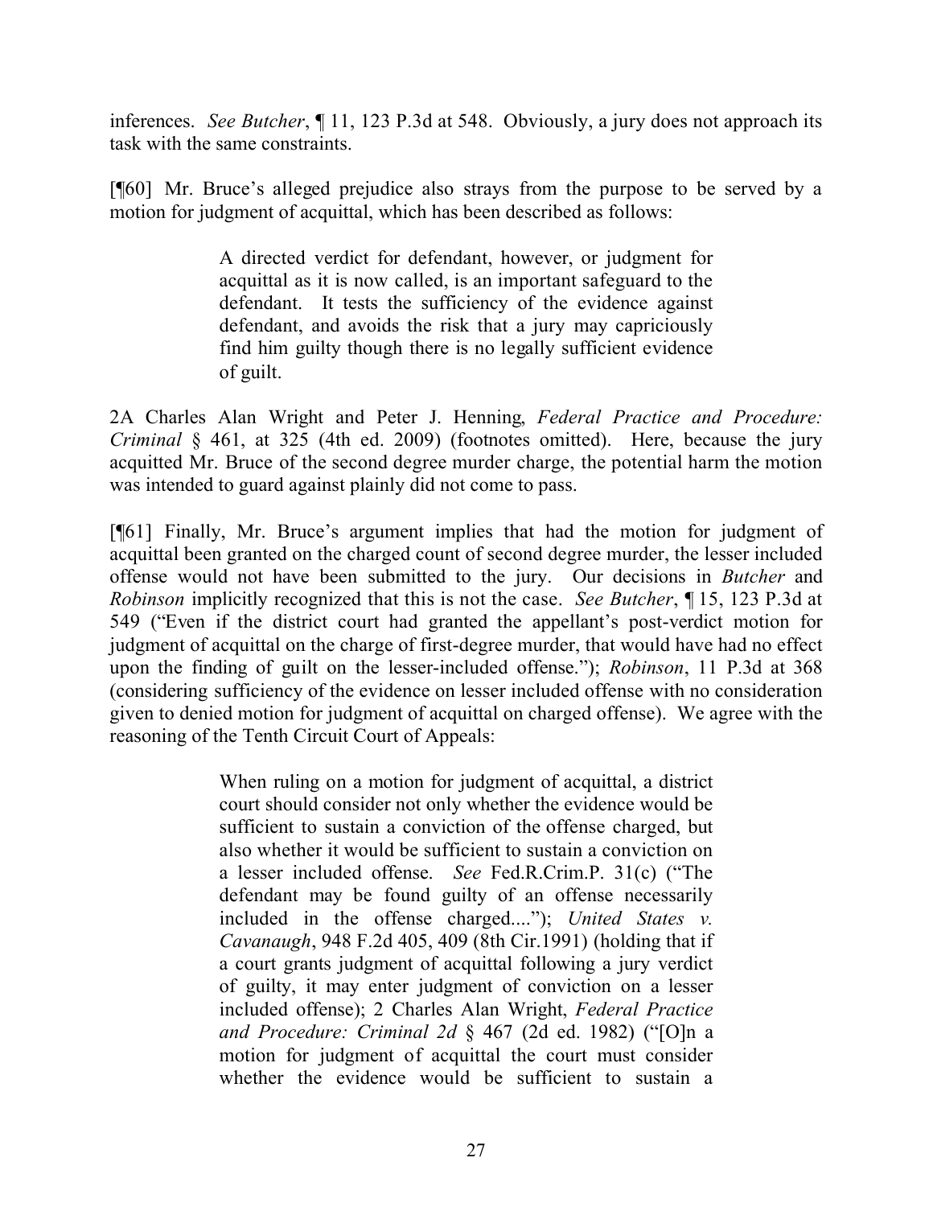inferences. *See Butcher*, ¶ 11, 123 P.3d at 548. Obviously, a jury does not approach its task with the same constraints.

[¶60] Mr. Bruce's alleged prejudice also strays from the purpose to be served by a motion for judgment of acquittal, which has been described as follows:

> A directed verdict for defendant, however, or judgment for acquittal as it is now called, is an important safeguard to the defendant. It tests the sufficiency of the evidence against defendant, and avoids the risk that a jury may capriciously find him guilty though there is no legally sufficient evidence of guilt.

2A Charles Alan Wright and Peter J. Henning, *Federal Practice and Procedure: Criminal* § 461, at 325 (4th ed. 2009) (footnotes omitted). Here, because the jury acquitted Mr. Bruce of the second degree murder charge, the potential harm the motion was intended to guard against plainly did not come to pass.

[¶61] Finally, Mr. Bruce's argument implies that had the motion for judgment of acquittal been granted on the charged count of second degree murder, the lesser included offense would not have been submitted to the jury. Our decisions in *Butcher* and *Robinson* implicitly recognized that this is not the case. *See Butcher*, ¶ 15, 123 P.3d at 549 ("Even if the district court had granted the appellant's post-verdict motion for judgment of acquittal on the charge of first-degree murder, that would have had no effect upon the finding of guilt on the lesser-included offense."); *Robinson*, 11 P.3d at 368 (considering sufficiency of the evidence on lesser included offense with no consideration given to denied motion for judgment of acquittal on charged offense). We agree with the reasoning of the Tenth Circuit Court of Appeals:

> When ruling on a motion for judgment of acquittal, a district court should consider not only whether the evidence would be sufficient to sustain a conviction of the offense charged, but also whether it would be sufficient to sustain a conviction on a lesser included offense. *See* Fed.R.Crim.P. 31(c) ("The defendant may be found guilty of an offense necessarily included in the offense charged...."); *United States v. Cavanaugh*, 948 F.2d 405, 409 (8th Cir.1991) (holding that if a court grants judgment of acquittal following a jury verdict of guilty, it may enter judgment of conviction on a lesser included offense); 2 Charles Alan Wright, *Federal Practice and Procedure: Criminal 2d* § 467 (2d ed. 1982) ("[O]n a motion for judgment of acquittal the court must consider whether the evidence would be sufficient to sustain a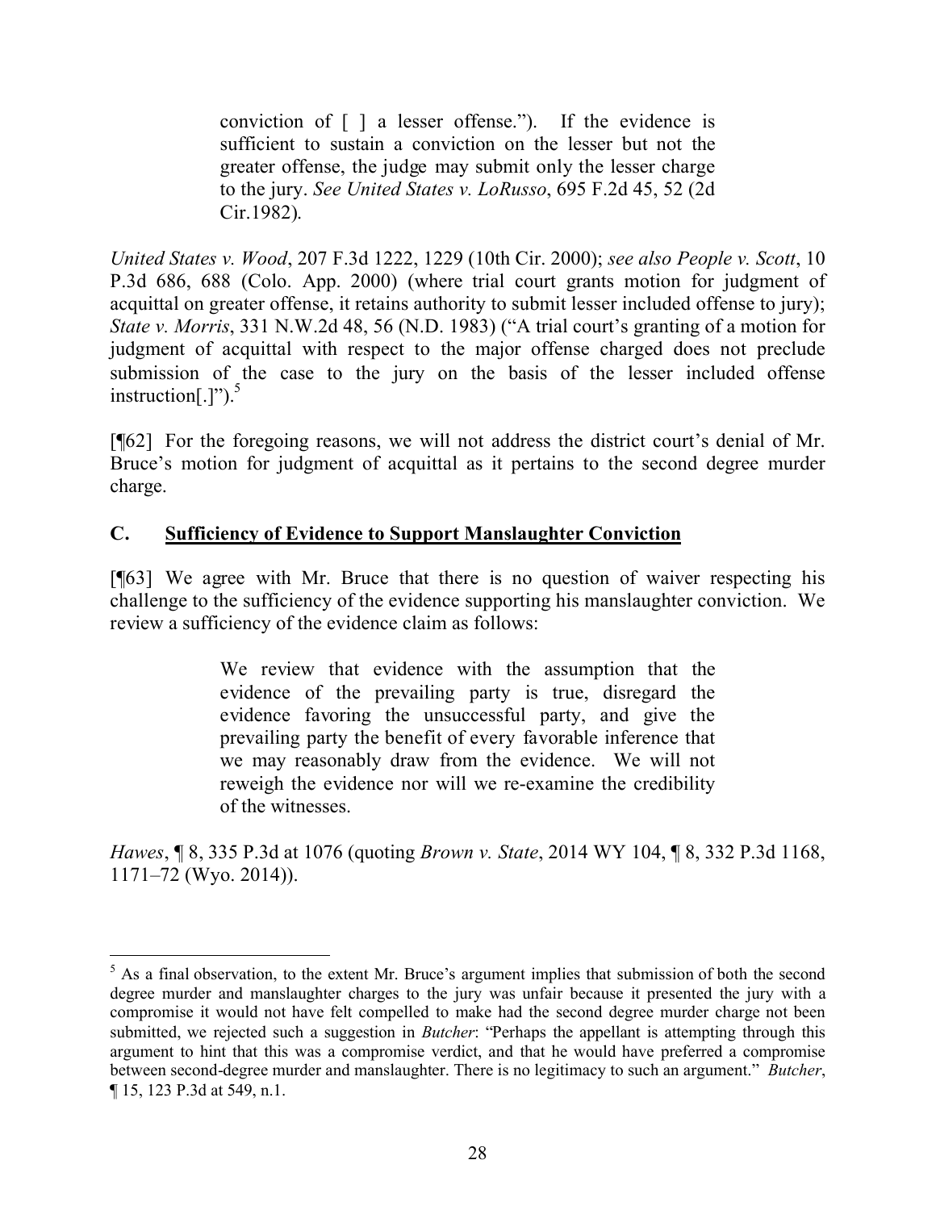> conviction of [ ] a lesser offense."). If the evidence is sufficient to sustain a conviction on the lesser but not the greater offense, the judge may submit only the lesser charge to the jury. *See United States v. LoRusso*, 695 F.2d 45, 52 (2d Cir.1982).

*United States v. Wood*, 207 F.3d 1222, 1229 (10th Cir. 2000); *see also People v. Scott*, 10 P.3d 686, 688 (Colo. App. 2000) (where trial court grants motion for judgment of acquittal on greater offense, it retains authority to submit lesser included offense to jury); *State v. Morris*, 331 N.W.2d 48, 56 (N.D. 1983) ("A trial court's granting of a motion for judgment of acquittal with respect to the major offense charged does not preclude submission of the case to the jury on the basis of the lesser included offense instruction[.]").[5]

[¶62] For the foregoing reasons, we will not address the district court's denial of Mr. Bruce's motion for judgment of acquittal as it pertains to the second degree murder charge.

## C. Sufficiency of Evidence to Support Manslaughter Conviction

[¶63] We agree with Mr. Bruce that there is no question of waiver respecting his challenge to the sufficiency of the evidence supporting his manslaughter conviction. We review a sufficiency of the evidence claim as follows:

> We review that evidence with the assumption that the evidence of the prevailing party is true, disregard the evidence favoring the unsuccessful party, and give the prevailing party the benefit of every favorable inference that we may reasonably draw from the evidence. We will not reweigh the evidence nor will we re-examine the credibility of the witnesses.

*Hawes*, ¶ 8, 335 P.3d at 1076 (quoting *Brown v. State*, 2014 WY 104, ¶ 8, 332 P.3d 1168, 1171–72 (Wyo. 2014)).

---

[5] As a final observation, to the extent Mr. Bruce's argument implies that submission of both the second degree murder and manslaughter charges to the jury was unfair because it presented the jury with a compromise it would not have felt compelled to make had the second degree murder charge not been submitted, we rejected such a suggestion in *Butcher*: "Perhaps the appellant is attempting through this argument to hint that this was a compromise verdict, and that he would have preferred a compromise between second-degree murder and manslaughter. There is no legitimacy to such an argument." *Butcher*, ¶ 15, 123 P.3d at 549, n.1.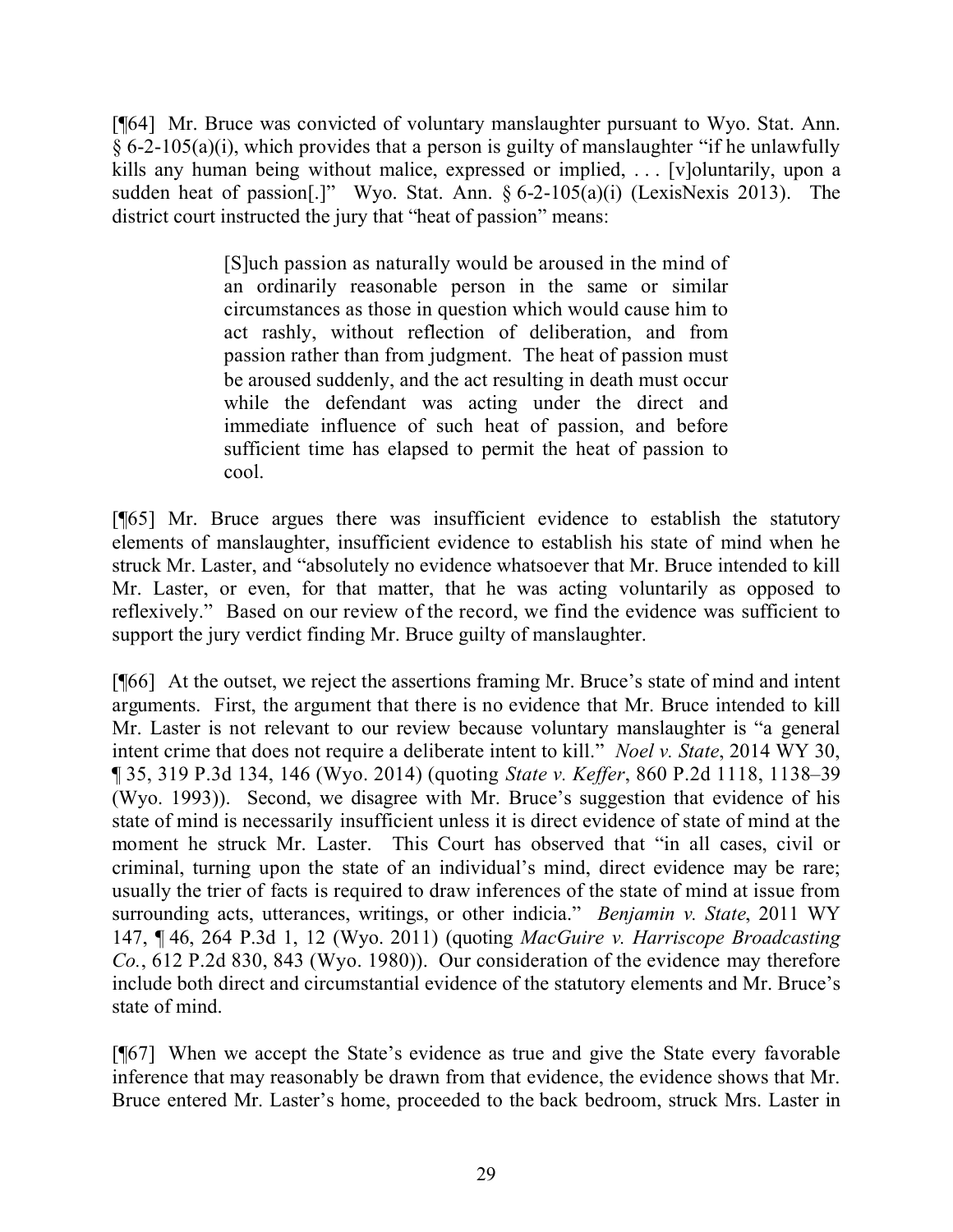[¶64] Mr. Bruce was convicted of voluntary manslaughter pursuant to Wyo. Stat. Ann. § 6-2-105(a)(i), which provides that a person is guilty of manslaughter "if he unlawfully kills any human being without malice, expressed or implied, . . . [v]oluntarily, upon a sudden heat of passion[.]" Wyo. Stat. Ann. § 6-2-105(a)(i) (LexisNexis 2013). The district court instructed the jury that "heat of passion" means:

> [S]uch passion as naturally would be aroused in the mind of an ordinarily reasonable person in the same or similar circumstances as those in question which would cause him to act rashly, without reflection of deliberation, and from passion rather than from judgment. The heat of passion must be aroused suddenly, and the act resulting in death must occur while the defendant was acting under the direct and immediate influence of such heat of passion, and before sufficient time has elapsed to permit the heat of passion to cool.

[¶65] Mr. Bruce argues there was insufficient evidence to establish the statutory elements of manslaughter, insufficient evidence to establish his state of mind when he struck Mr. Laster, and "absolutely no evidence whatsoever that Mr. Bruce intended to kill Mr. Laster, or even, for that matter, that he was acting voluntarily as opposed to reflexively." Based on our review of the record, we find the evidence was sufficient to support the jury verdict finding Mr. Bruce guilty of manslaughter.

[¶66] At the outset, we reject the assertions framing Mr. Bruce's state of mind and intent arguments. First, the argument that there is no evidence that Mr. Bruce intended to kill Mr. Laster is not relevant to our review because voluntary manslaughter is "a general intent crime that does not require a deliberate intent to kill." *Noel v. State*, 2014 WY 30, ¶ 35, 319 P.3d 134, 146 (Wyo. 2014) (quoting *State v. Keffer*, 860 P.2d 1118, 1138–39 (Wyo. 1993)). Second, we disagree with Mr. Bruce's suggestion that evidence of his state of mind is necessarily insufficient unless it is direct evidence of state of mind at the moment he struck Mr. Laster. This Court has observed that "in all cases, civil or criminal, turning upon the state of an individual's mind, direct evidence may be rare; usually the trier of facts is required to draw inferences of the state of mind at issue from surrounding acts, utterances, writings, or other indicia." *Benjamin v. State*, 2011 WY 147, ¶ 46, 264 P.3d 1, 12 (Wyo. 2011) (quoting *MacGuire v. Harriscope Broadcasting Co.*, 612 P.2d 830, 843 (Wyo. 1980)). Our consideration of the evidence may therefore include both direct and circumstantial evidence of the statutory elements and Mr. Bruce's state of mind.

[¶67] When we accept the State's evidence as true and give the State every favorable inference that may reasonably be drawn from that evidence, the evidence shows that Mr. Bruce entered Mr. Laster's home, proceeded to the back bedroom, struck Mrs. Laster in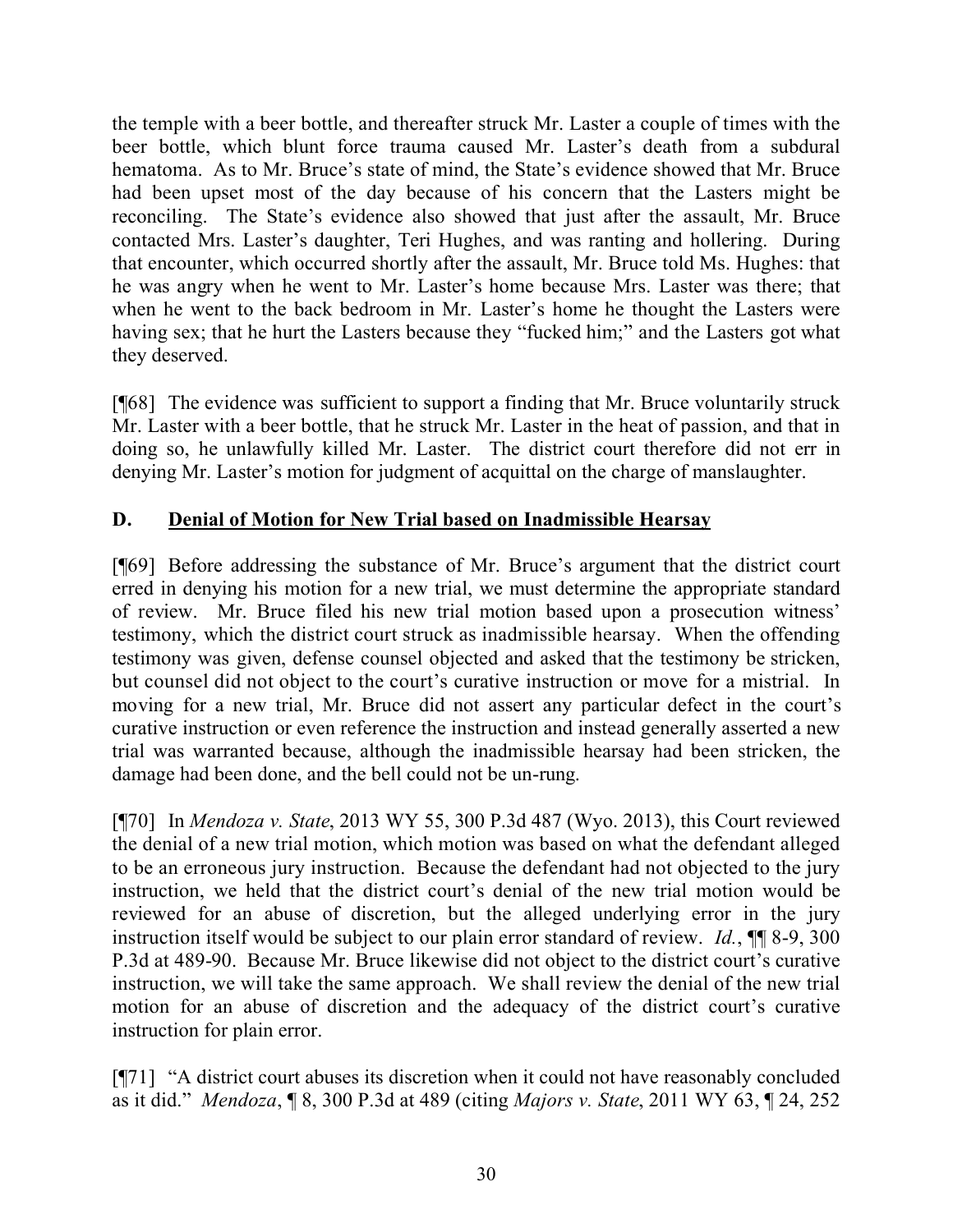the temple with a beer bottle, and thereafter struck Mr. Laster a couple of times with the beer bottle, which blunt force trauma caused Mr. Laster's death from a subdural hematoma. As to Mr. Bruce's state of mind, the State's evidence showed that Mr. Bruce had been upset most of the day because of his concern that the Lasters might be reconciling. The State's evidence also showed that just after the assault, Mr. Bruce contacted Mrs. Laster's daughter, Teri Hughes, and was ranting and hollering. During that encounter, which occurred shortly after the assault, Mr. Bruce told Ms. Hughes: that he was angry when he went to Mr. Laster's home because Mrs. Laster was there; that when he went to the back bedroom in Mr. Laster's home he thought the Lasters were having sex; that he hurt the Lasters because they "fucked him;" and the Lasters got what they deserved.

[¶68] The evidence was sufficient to support a finding that Mr. Bruce voluntarily struck Mr. Laster with a beer bottle, that he struck Mr. Laster in the heat of passion, and that in doing so, he unlawfully killed Mr. Laster. The district court therefore did not err in denying Mr. Laster's motion for judgment of acquittal on the charge of manslaughter.

## D. Denial of Motion for New Trial based on Inadmissible Hearsay

[¶69] Before addressing the substance of Mr. Bruce's argument that the district court erred in denying his motion for a new trial, we must determine the appropriate standard of review. Mr. Bruce filed his new trial motion based upon a prosecution witness' testimony, which the district court struck as inadmissible hearsay. When the offending testimony was given, defense counsel objected and asked that the testimony be stricken, but counsel did not object to the court's curative instruction or move for a mistrial. In moving for a new trial, Mr. Bruce did not assert any particular defect in the court's curative instruction or even reference the instruction and instead generally asserted a new trial was warranted because, although the inadmissible hearsay had been stricken, the damage had been done, and the bell could not be un-rung.

[¶70] In *Mendoza v. State*, 2013 WY 55, 300 P.3d 487 (Wyo. 2013), this Court reviewed the denial of a new trial motion, which motion was based on what the defendant alleged to be an erroneous jury instruction. Because the defendant had not objected to the jury instruction, we held that the district court's denial of the new trial motion would be reviewed for an abuse of discretion, but the alleged underlying error in the jury instruction itself would be subject to our plain error standard of review. *Id.*, ¶¶ 8-9, 300 P.3d at 489-90. Because Mr. Bruce likewise did not object to the district court's curative instruction, we will take the same approach. We shall review the denial of the new trial motion for an abuse of discretion and the adequacy of the district court's curative instruction for plain error.

[¶71] "A district court abuses its discretion when it could not have reasonably concluded as it did." *Mendoza*, ¶ 8, 300 P.3d at 489 (citing *Majors v. State*, 2011 WY 63, ¶ 24, 252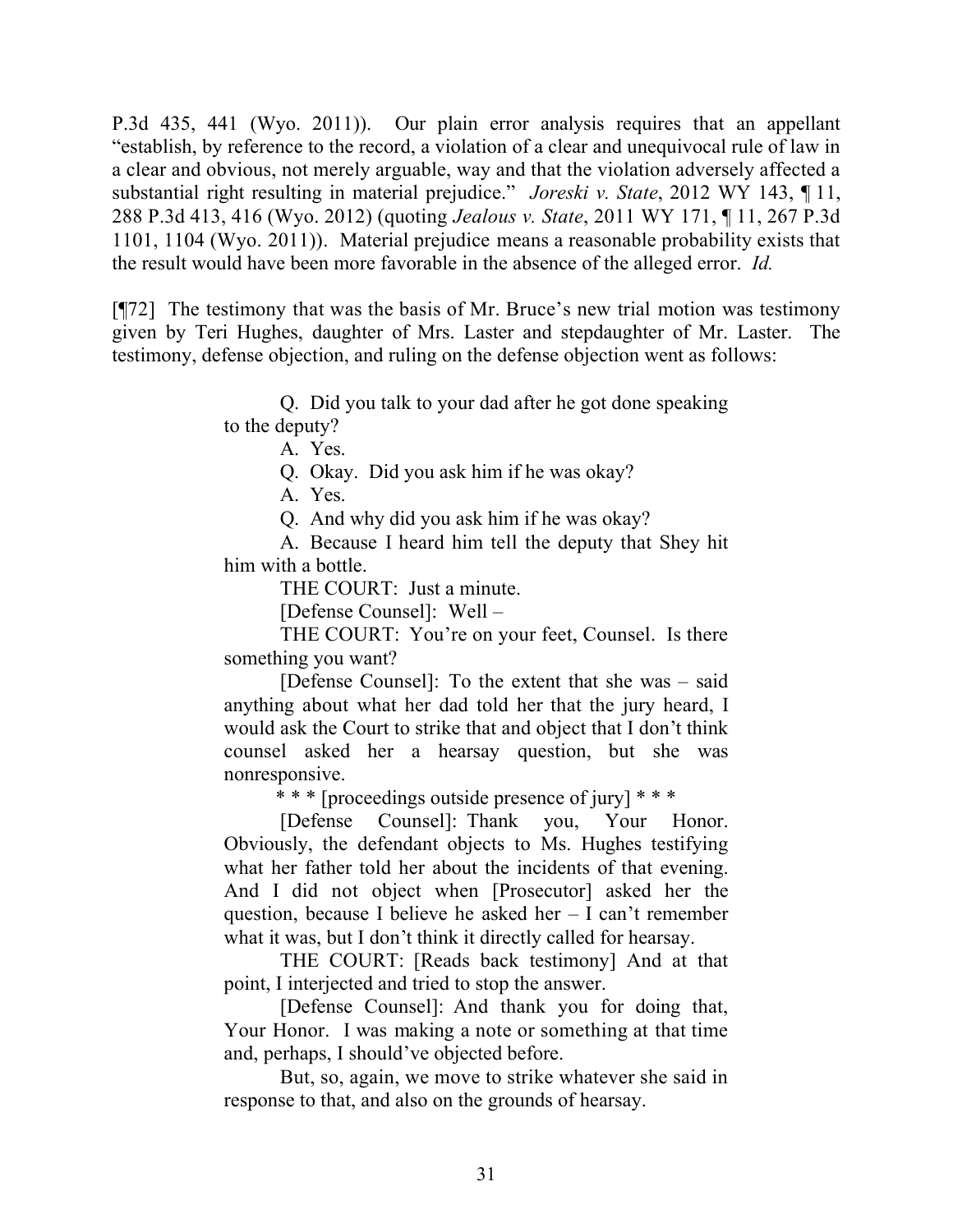P.3d 435, 441 (Wyo. 2011)). Our plain error analysis requires that an appellant "establish, by reference to the record, a violation of a clear and unequivocal rule of law in a clear and obvious, not merely arguable, way and that the violation adversely affected a substantial right resulting in material prejudice." *Joreski v. State*, 2012 WY 143, ¶ 11, 288 P.3d 413, 416 (Wyo. 2012) (quoting *Jealous v. State*, 2011 WY 171, ¶ 11, 267 P.3d 1101, 1104 (Wyo. 2011)). Material prejudice means a reasonable probability exists that the result would have been more favorable in the absence of the alleged error. *Id.*

[¶72] The testimony that was the basis of Mr. Bruce's new trial motion was testimony given by Teri Hughes, daughter of Mrs. Laster and stepdaughter of Mr. Laster. The testimony, defense objection, and ruling on the defense objection went as follows:

> Q. Did you talk to your dad after he got done speaking to the deputy?
>
> A. Yes.
>
> Q. Okay. Did you ask him if he was okay?
>
> A. Yes.
>
> Q. And why did you ask him if he was okay?
>
> A. Because I heard him tell the deputy that Shey hit him with a bottle.
>
> THE COURT: Just a minute.
>
> [Defense Counsel]: Well –
>
> THE COURT: You're on your feet, Counsel. Is there something you want?
>
> [Defense Counsel]: To the extent that she was – said anything about what her dad told her that the jury heard, I would ask the Court to strike that and object that I don't think counsel asked her a hearsay question, but she was nonresponsive.
>
> * * * [proceedings outside presence of jury] * * *
>
> [Defense Counsel]: Thank you, Your Honor. Obviously, the defendant objects to Ms. Hughes testifying what her father told her about the incidents of that evening. And I did not object when [Prosecutor] asked her the question, because I believe he asked her – I can't remember what it was, but I don't think it directly called for hearsay.
>
> THE COURT: [Reads back testimony] And at that point, I interjected and tried to stop the answer.
>
> [Defense Counsel]: And thank you for doing that, Your Honor. I was making a note or something at that time and, perhaps, I should've objected before.
>
> But, so, again, we move to strike whatever she said in response to that, and also on the grounds of hearsay.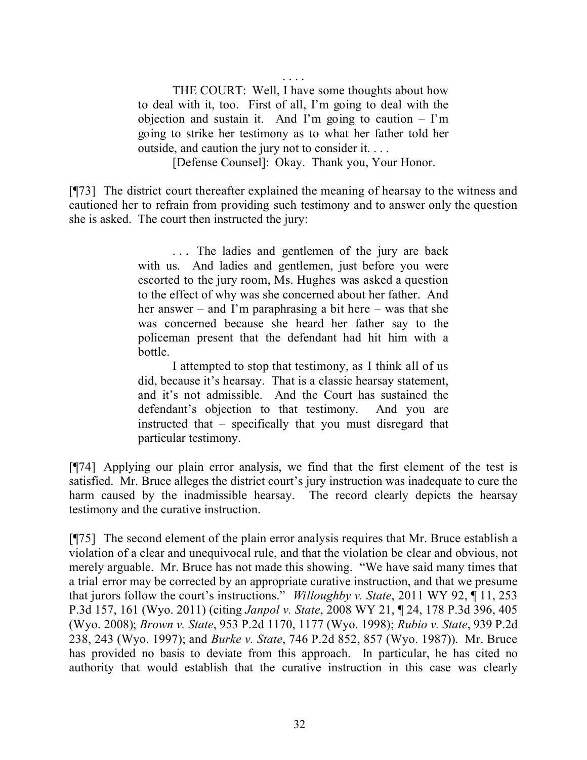. . . .

> THE COURT: Well, I have some thoughts about how to deal with it, too. First of all, I'm going to deal with the objection and sustain it. And I'm going to caution – I'm going to strike her testimony as to what her father told her outside, and caution the jury not to consider it. . . .
>
> [Defense Counsel]: Okay. Thank you, Your Honor.

[¶73] The district court thereafter explained the meaning of hearsay to the witness and cautioned her to refrain from providing such testimony and to answer only the question she is asked. The court then instructed the jury:

> . . . The ladies and gentlemen of the jury are back with us. And ladies and gentlemen, just before you were escorted to the jury room, Ms. Hughes was asked a question to the effect of why was she concerned about her father. And her answer – and I'm paraphrasing a bit here – was that she was concerned because she heard her father say to the policeman present that the defendant had hit him with a bottle.
>
> I attempted to stop that testimony, as I think all of us did, because it's hearsay. That is a classic hearsay statement, and it's not admissible. And the Court has sustained the defendant's objection to that testimony. And you are instructed that – specifically that you must disregard that particular testimony.

[¶74] Applying our plain error analysis, we find that the first element of the test is satisfied. Mr. Bruce alleges the district court's jury instruction was inadequate to cure the harm caused by the inadmissible hearsay. The record clearly depicts the hearsay testimony and the curative instruction.

[¶75] The second element of the plain error analysis requires that Mr. Bruce establish a violation of a clear and unequivocal rule, and that the violation be clear and obvious, not merely arguable. Mr. Bruce has not made this showing. "We have said many times that a trial error may be corrected by an appropriate curative instruction, and that we presume that jurors follow the court's instructions." *Willoughby v. State*, 2011 WY 92, ¶ 11, 253 P.3d 157, 161 (Wyo. 2011) (citing *Janpol v. State*, 2008 WY 21, ¶ 24, 178 P.3d 396, 405 (Wyo. 2008); *Brown v. State*, 953 P.2d 1170, 1177 (Wyo. 1998); *Rubio v. State*, 939 P.2d 238, 243 (Wyo. 1997); and *Burke v. State*, 746 P.2d 852, 857 (Wyo. 1987)). Mr. Bruce has provided no basis to deviate from this approach. In particular, he has cited no authority that would establish that the curative instruction in this case was clearly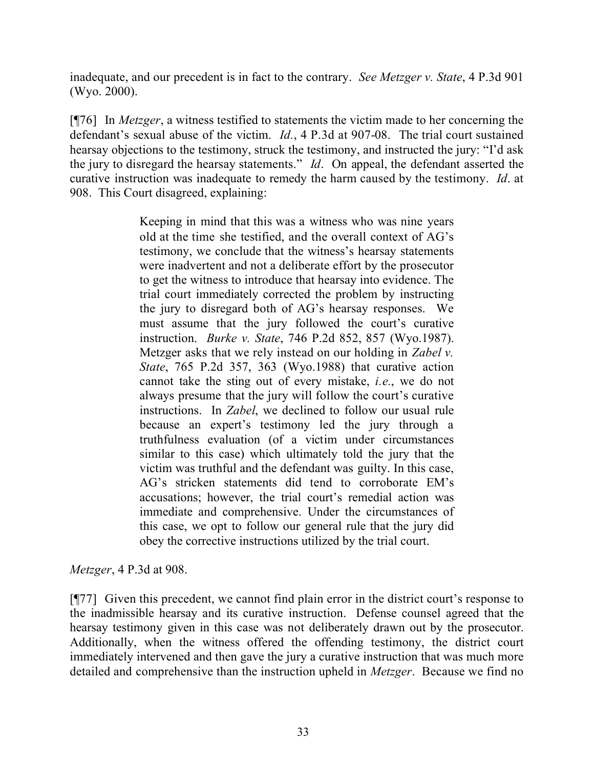inadequate, and our precedent is in fact to the contrary. *See Metzger v. State*, 4 P.3d 901 (Wyo. 2000).

[¶76] In *Metzger*, a witness testified to statements the victim made to her concerning the defendant's sexual abuse of the victim. *Id.*, 4 P.3d at 907-08. The trial court sustained hearsay objections to the testimony, struck the testimony, and instructed the jury: "I'd ask the jury to disregard the hearsay statements." *Id*. On appeal, the defendant asserted the curative instruction was inadequate to remedy the harm caused by the testimony. *Id*. at 908. This Court disagreed, explaining:

> Keeping in mind that this was a witness who was nine years old at the time she testified, and the overall context of AG's testimony, we conclude that the witness's hearsay statements were inadvertent and not a deliberate effort by the prosecutor to get the witness to introduce that hearsay into evidence. The trial court immediately corrected the problem by instructing the jury to disregard both of AG's hearsay responses. We must assume that the jury followed the court's curative instruction. *Burke v. State*, 746 P.2d 852, 857 (Wyo.1987). Metzger asks that we rely instead on our holding in *Zabel v. State*, 765 P.2d 357, 363 (Wyo.1988) that curative action cannot take the sting out of every mistake, *i.e.*, we do not always presume that the jury will follow the court's curative instructions. In *Zabel*, we declined to follow our usual rule because an expert's testimony led the jury through a truthfulness evaluation (of a victim under circumstances similar to this case) which ultimately told the jury that the victim was truthful and the defendant was guilty. In this case, AG's stricken statements did tend to corroborate EM's accusations; however, the trial court's remedial action was immediate and comprehensive. Under the circumstances of this case, we opt to follow our general rule that the jury did obey the corrective instructions utilized by the trial court.

*Metzger*, 4 P.3d at 908.

[¶77] Given this precedent, we cannot find plain error in the district court's response to the inadmissible hearsay and its curative instruction. Defense counsel agreed that the hearsay testimony given in this case was not deliberately drawn out by the prosecutor. Additionally, when the witness offered the offending testimony, the district court immediately intervened and then gave the jury a curative instruction that was much more detailed and comprehensive than the instruction upheld in *Metzger*. Because we find no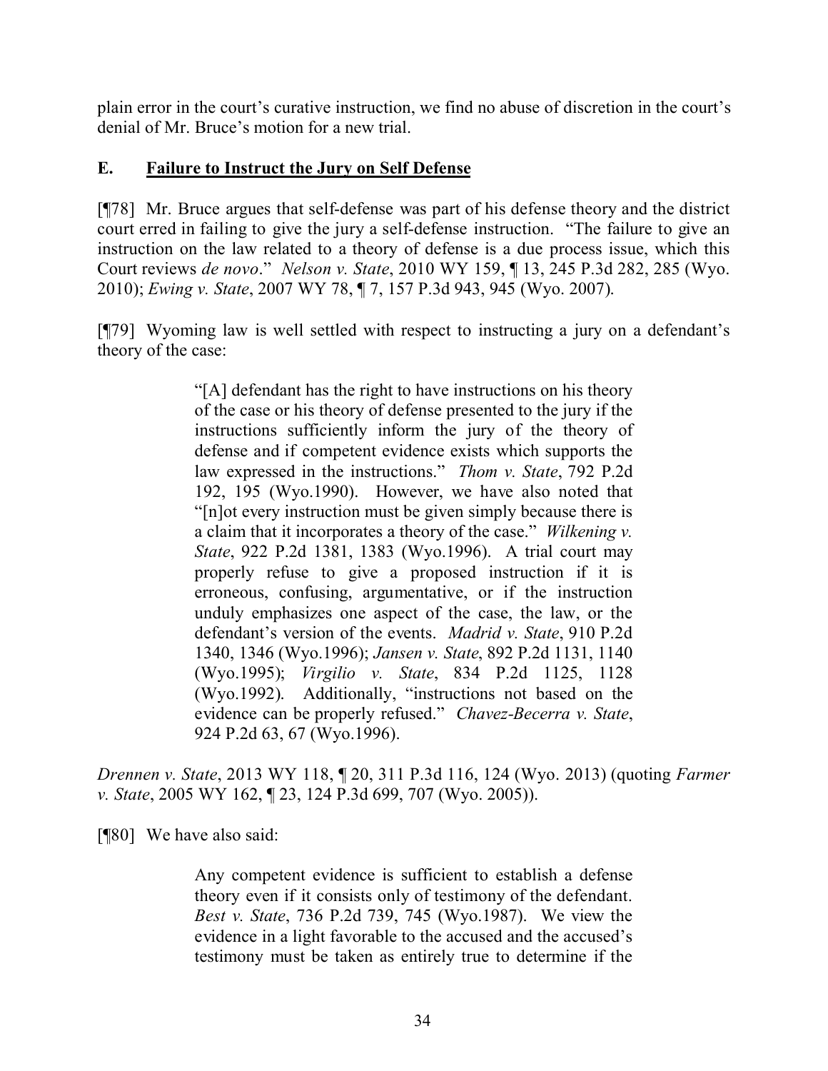plain error in the court's curative instruction, we find no abuse of discretion in the court's denial of Mr. Bruce's motion for a new trial.

### E. **Failure to Instruct the Jury on Self Defense**

[¶78] Mr. Bruce argues that self-defense was part of his defense theory and the district court erred in failing to give the jury a self-defense instruction. "The failure to give an instruction on the law related to a theory of defense is a due process issue, which this Court reviews *de novo*." *Nelson v. State*, 2010 WY 159, ¶ 13, 245 P.3d 282, 285 (Wyo. 2010); *Ewing v. State*, 2007 WY 78, ¶ 7, 157 P.3d 943, 945 (Wyo. 2007).

[¶79] Wyoming law is well settled with respect to instructing a jury on a defendant's theory of the case:

> "[A] defendant has the right to have instructions on his theory of the case or his theory of defense presented to the jury if the instructions sufficiently inform the jury of the theory of defense and if competent evidence exists which supports the law expressed in the instructions." *Thom v. State*, 792 P.2d 192, 195 (Wyo.1990). However, we have also noted that "[n]ot every instruction must be given simply because there is a claim that it incorporates a theory of the case." *Wilkening v. State*, 922 P.2d 1381, 1383 (Wyo.1996). A trial court may properly refuse to give a proposed instruction if it is erroneous, confusing, argumentative, or if the instruction unduly emphasizes one aspect of the case, the law, or the defendant's version of the events. *Madrid v. State*, 910 P.2d 1340, 1346 (Wyo.1996); *Jansen v. State*, 892 P.2d 1131, 1140 (Wyo.1995); *Virgilio v. State*, 834 P.2d 1125, 1128 (Wyo.1992). Additionally, "instructions not based on the evidence can be properly refused." *Chavez-Becerra v. State*, 924 P.2d 63, 67 (Wyo.1996).

*Drennen v. State*, 2013 WY 118, ¶ 20, 311 P.3d 116, 124 (Wyo. 2013) (quoting *Farmer v. State*, 2005 WY 162, ¶ 23, 124 P.3d 699, 707 (Wyo. 2005)).

[¶80] We have also said:

> Any competent evidence is sufficient to establish a defense theory even if it consists only of testimony of the defendant. *Best v. State*, 736 P.2d 739, 745 (Wyo.1987). We view the evidence in a light favorable to the accused and the accused's testimony must be taken as entirely true to determine if the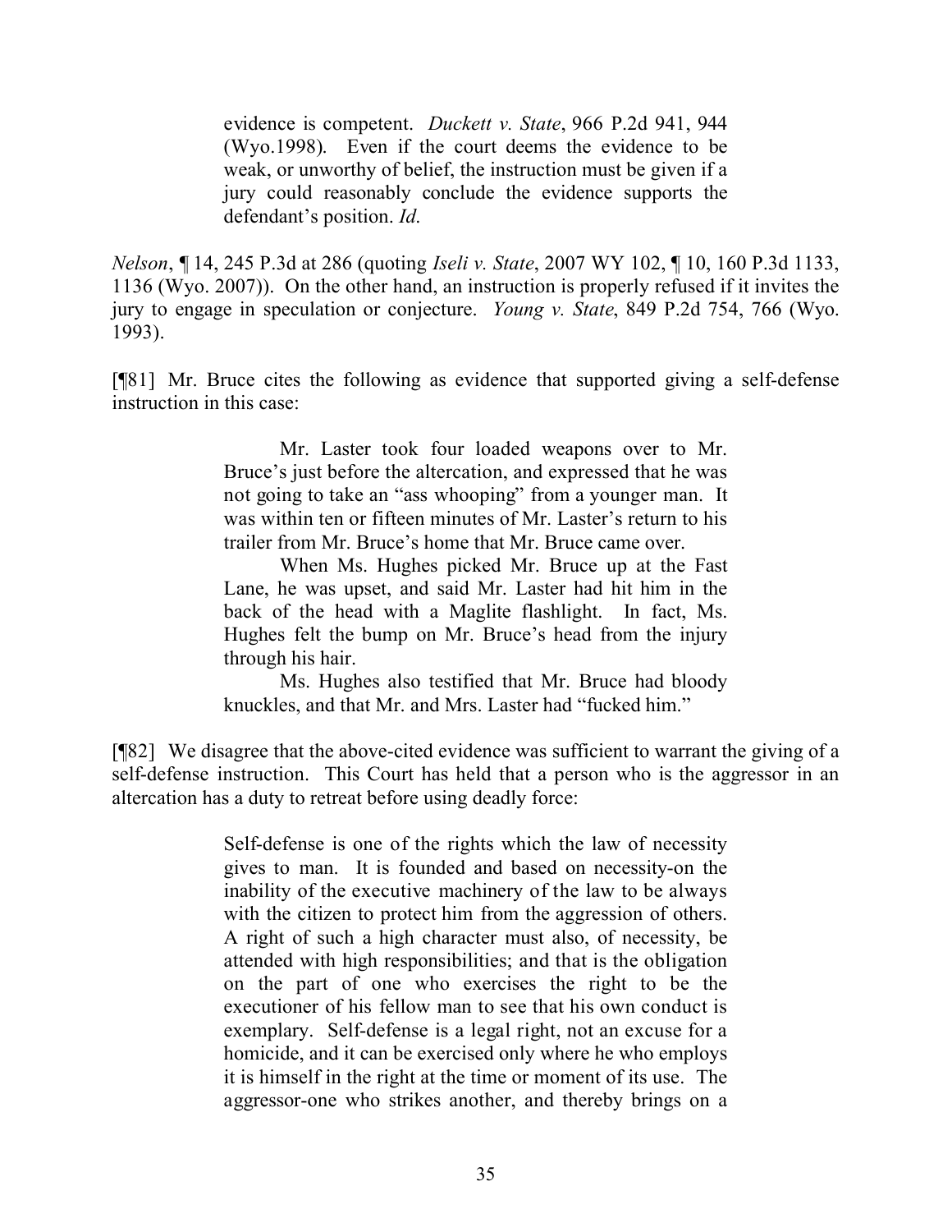> evidence is competent. *Duckett v. State*, 966 P.2d 941, 944 (Wyo.1998). Even if the court deems the evidence to be weak, or unworthy of belief, the instruction must be given if a jury could reasonably conclude the evidence supports the defendant's position. *Id*.

*Nelson*, ¶ 14, 245 P.3d at 286 (quoting *Iseli v. State*, 2007 WY 102, ¶ 10, 160 P.3d 1133, 1136 (Wyo. 2007)). On the other hand, an instruction is properly refused if it invites the jury to engage in speculation or conjecture. *Young v. State*, 849 P.2d 754, 766 (Wyo. 1993).

[¶81] Mr. Bruce cites the following as evidence that supported giving a self-defense instruction in this case:

> Mr. Laster took four loaded weapons over to Mr. Bruce's just before the altercation, and expressed that he was not going to take an "ass whooping" from a younger man. It was within ten or fifteen minutes of Mr. Laster's return to his trailer from Mr. Bruce's home that Mr. Bruce came over.
>
> When Ms. Hughes picked Mr. Bruce up at the Fast Lane, he was upset, and said Mr. Laster had hit him in the back of the head with a Maglite flashlight. In fact, Ms. Hughes felt the bump on Mr. Bruce's head from the injury through his hair.
>
> Ms. Hughes also testified that Mr. Bruce had bloody knuckles, and that Mr. and Mrs. Laster had "fucked him."

[¶82] We disagree that the above-cited evidence was sufficient to warrant the giving of a self-defense instruction. This Court has held that a person who is the aggressor in an altercation has a duty to retreat before using deadly force:

> Self-defense is one of the rights which the law of necessity gives to man. It is founded and based on necessity-on the inability of the executive machinery of the law to be always with the citizen to protect him from the aggression of others. A right of such a high character must also, of necessity, be attended with high responsibilities; and that is the obligation on the part of one who exercises the right to be the executioner of his fellow man to see that his own conduct is exemplary. Self-defense is a legal right, not an excuse for a homicide, and it can be exercised only where he who employs it is himself in the right at the time or moment of its use. The aggressor-one who strikes another, and thereby brings on a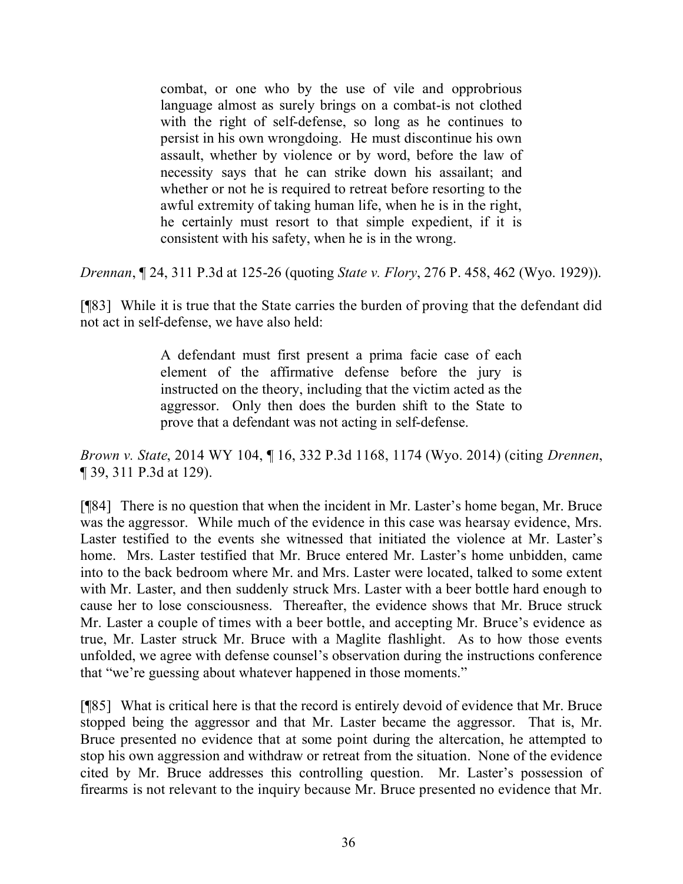> combat, or one who by the use of vile and opprobrious language almost as surely brings on a combat-is not clothed with the right of self-defense, so long as he continues to persist in his own wrongdoing. He must discontinue his own assault, whether by violence or by word, before the law of necessity says that he can strike down his assailant; and whether or not he is required to retreat before resorting to the awful extremity of taking human life, when he is in the right, he certainly must resort to that simple expedient, if it is consistent with his safety, when he is in the wrong.

*Drennan*, ¶ 24, 311 P.3d at 125-26 (quoting *State v. Flory*, 276 P. 458, 462 (Wyo. 1929)).

[¶83] While it is true that the State carries the burden of proving that the defendant did not act in self-defense, we have also held:

> A defendant must first present a prima facie case of each element of the affirmative defense before the jury is instructed on the theory, including that the victim acted as the aggressor. Only then does the burden shift to the State to prove that a defendant was not acting in self-defense.

*Brown v. State*, 2014 WY 104, ¶ 16, 332 P.3d 1168, 1174 (Wyo. 2014) (citing *Drennen*, ¶ 39, 311 P.3d at 129).

[¶84] There is no question that when the incident in Mr. Laster's home began, Mr. Bruce was the aggressor. While much of the evidence in this case was hearsay evidence, Mrs. Laster testified to the events she witnessed that initiated the violence at Mr. Laster's home. Mrs. Laster testified that Mr. Bruce entered Mr. Laster's home unbidden, came into to the back bedroom where Mr. and Mrs. Laster were located, talked to some extent with Mr. Laster, and then suddenly struck Mrs. Laster with a beer bottle hard enough to cause her to lose consciousness. Thereafter, the evidence shows that Mr. Bruce struck Mr. Laster a couple of times with a beer bottle, and accepting Mr. Bruce's evidence as true, Mr. Laster struck Mr. Bruce with a Maglite flashlight. As to how those events unfolded, we agree with defense counsel's observation during the instructions conference that "we're guessing about whatever happened in those moments."

[¶85] What is critical here is that the record is entirely devoid of evidence that Mr. Bruce stopped being the aggressor and that Mr. Laster became the aggressor. That is, Mr. Bruce presented no evidence that at some point during the altercation, he attempted to stop his own aggression and withdraw or retreat from the situation. None of the evidence cited by Mr. Bruce addresses this controlling question. Mr. Laster's possession of firearms is not relevant to the inquiry because Mr. Bruce presented no evidence that Mr.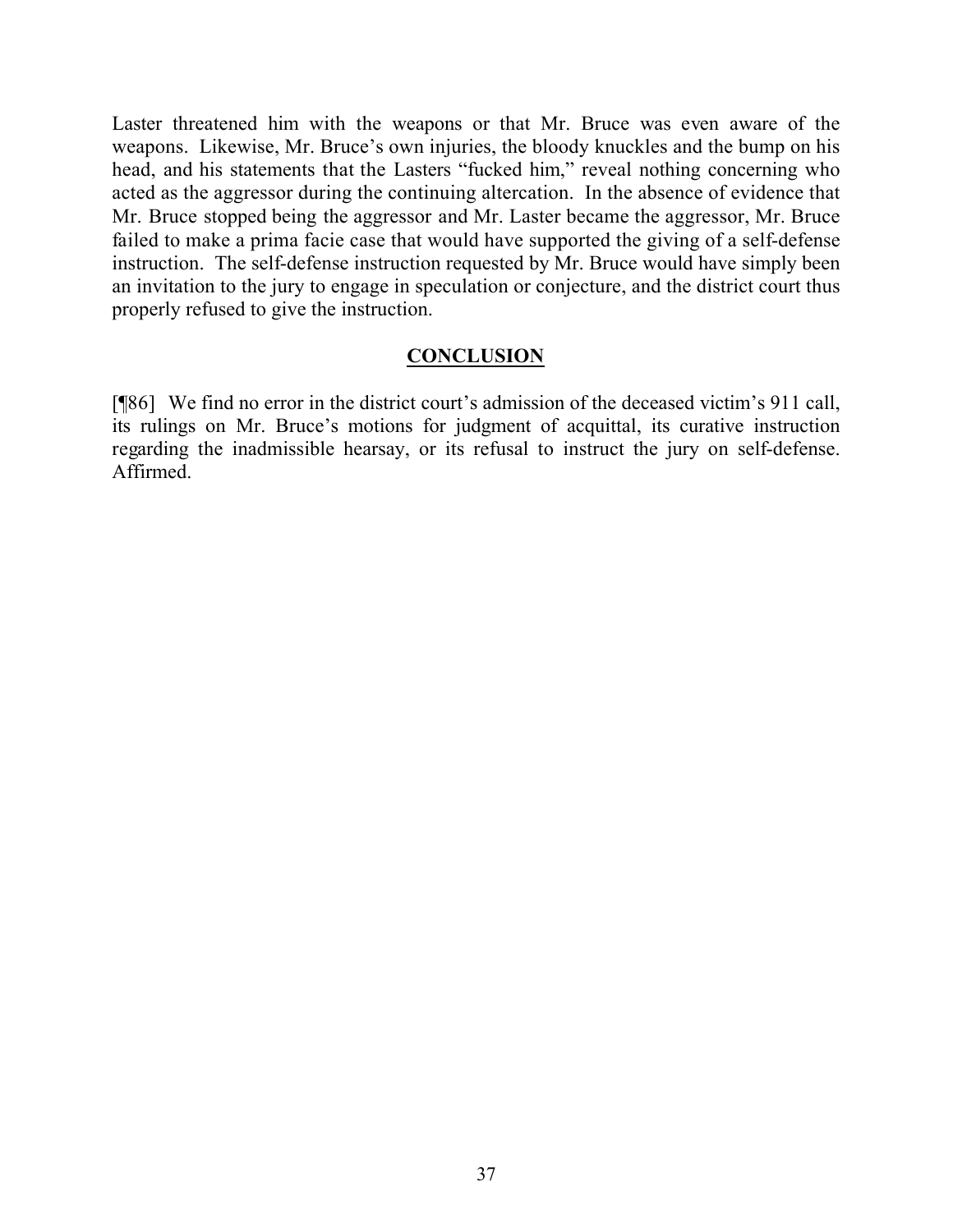Laster threatened him with the weapons or that Mr. Bruce was even aware of the weapons. Likewise, Mr. Bruce's own injuries, the bloody knuckles and the bump on his head, and his statements that the Lasters "fucked him," reveal nothing concerning who acted as the aggressor during the continuing altercation. In the absence of evidence that Mr. Bruce stopped being the aggressor and Mr. Laster became the aggressor, Mr. Bruce failed to make a prima facie case that would have supported the giving of a self-defense instruction. The self-defense instruction requested by Mr. Bruce would have simply been an invitation to the jury to engage in speculation or conjecture, and the district court thus properly refused to give the instruction.

## CONCLUSION

[¶86] We find no error in the district court's admission of the deceased victim's 911 call, its rulings on Mr. Bruce's motions for judgment of acquittal, its curative instruction regarding the inadmissible hearsay, or its refusal to instruct the jury on self-defense. Affirmed.